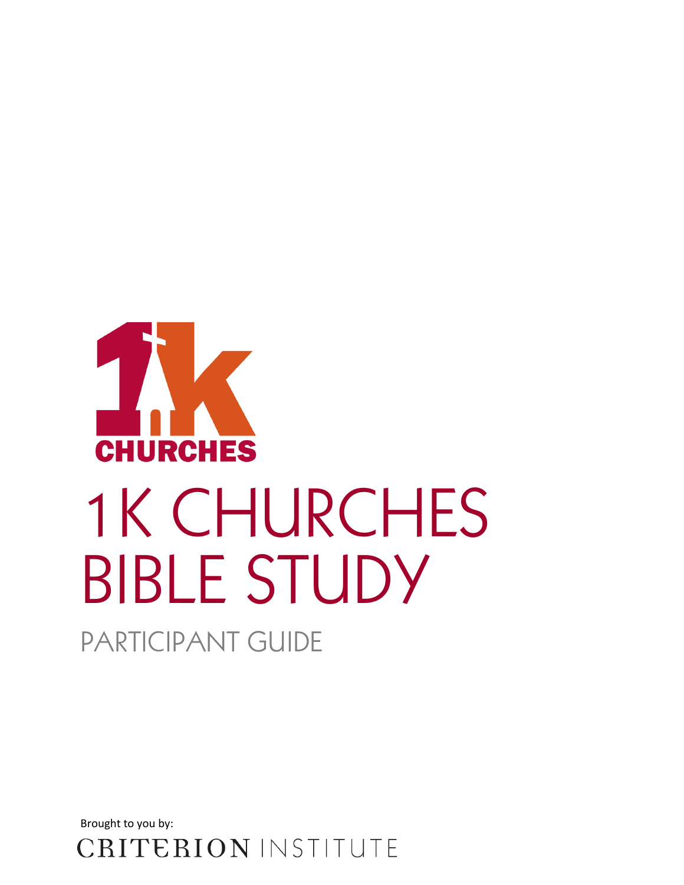1K CHURCHES

# 1K CHURCHES BIBLE STUDY

## PARTICIPANT GUIDE

Brought to you by:

CRITERION INSTITUTE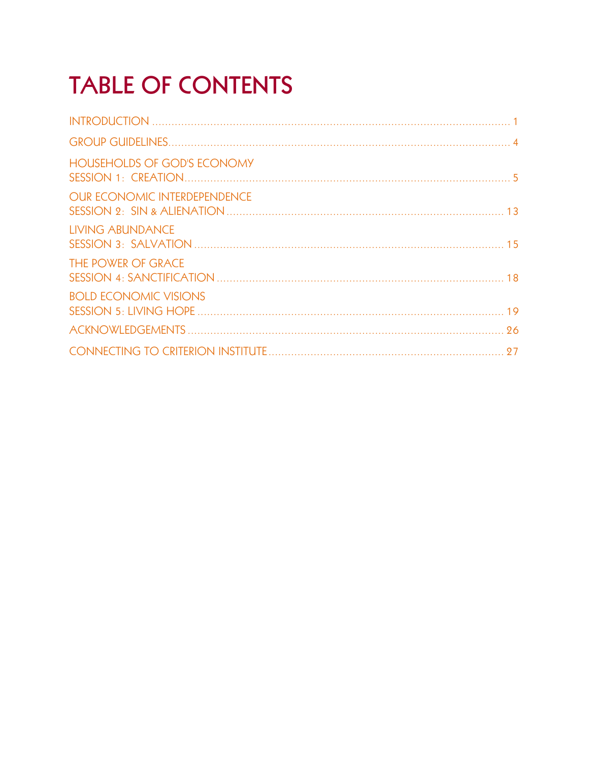# TABLE OF CONTENTS

INTRODUCTION ........................................................................................................ 1

GROUP GUIDELINES.................................................................................................. 4

HOUSEHOLDS OF GOD'S ECONOMY
SESSION 1: CREATION ............................................................................................. 5

OUR ECONOMIC INTERDEPENDENCE
SESSION 2: SIN & ALIENATION ................................................................................ 13

LIVING ABUNDANCE
SESSION 3: SALVATION ........................................................................................... 15

THE POWER OF GRACE
SESSION 4: SANCTIFICATION ................................................................................... 18

BOLD ECONOMIC VISIONS
SESSION 5: LIVING HOPE ......................................................................................... 19

ACKNOWLEDGEMENTS ............................................................................................. 26

CONNECTING TO CRITERION INSTITUTE ..................................................................... 27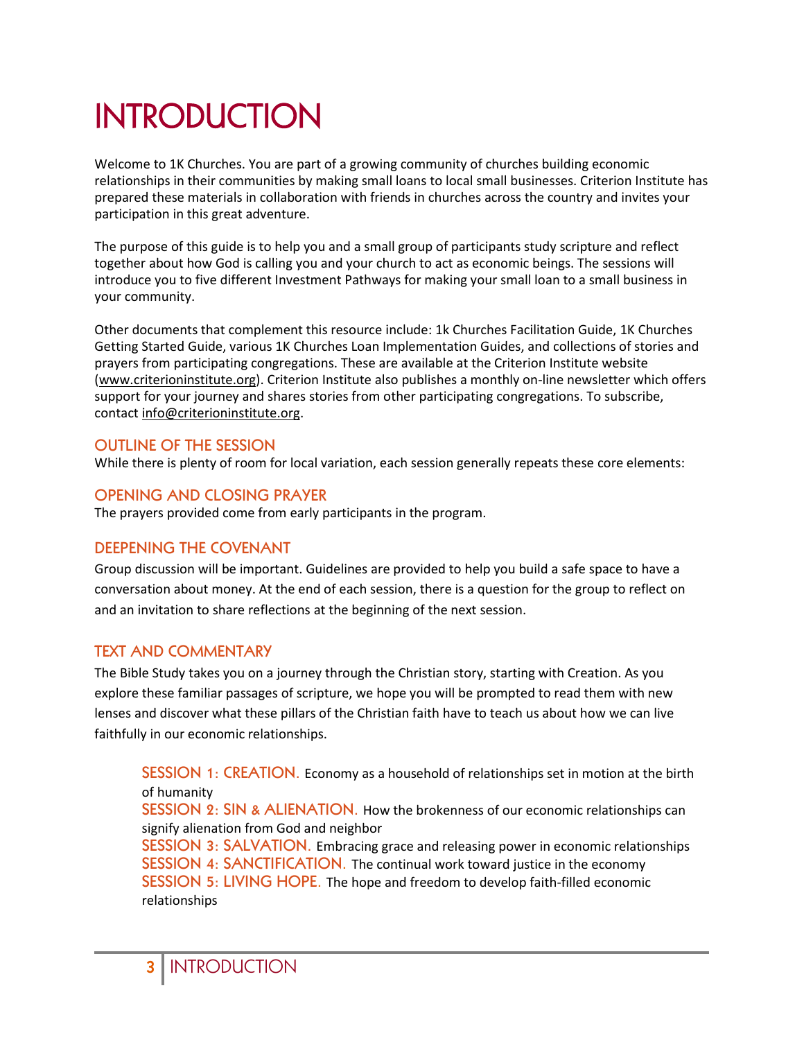# INTRODUCTION

Welcome to 1K Churches. You are part of a growing community of churches building economic relationships in their communities by making small loans to local small businesses. Criterion Institute has prepared these materials in collaboration with friends in churches across the country and invites your participation in this great adventure.

The purpose of this guide is to help you and a small group of participants study scripture and reflect together about how God is calling you and your church to act as economic beings. The sessions will introduce you to five different Investment Pathways for making your small loan to a small business in your community.

Other documents that complement this resource include: 1k Churches Facilitation Guide, 1K Churches Getting Started Guide, various 1K Churches Loan Implementation Guides, and collections of stories and prayers from participating congregations. These are available at the Criterion Institute website (www.criterioninstitute.org). Criterion Institute also publishes a monthly on-line newsletter which offers support for your journey and shares stories from other participating congregations. To subscribe, contact info@criterioninstitute.org.

## OUTLINE OF THE SESSION

While there is plenty of room for local variation, each session generally repeats these core elements:

## OPENING AND CLOSING PRAYER

The prayers provided come from early participants in the program.

## DEEPENING THE COVENANT

Group discussion will be important. Guidelines are provided to help you build a safe space to have a conversation about money. At the end of each session, there is a question for the group to reflect on and an invitation to share reflections at the beginning of the next session.

## TEXT AND COMMENTARY

The Bible Study takes you on a journey through the Christian story, starting with Creation. As you explore these familiar passages of scripture, we hope you will be prompted to read them with new lenses and discover what these pillars of the Christian faith have to teach us about how we can live faithfully in our economic relationships.

SESSION 1: CREATION. Economy as a household of relationships set in motion at the birth of humanity
SESSION 2: SIN & ALIENATION. How the brokenness of our economic relationships can signify alienation from God and neighbor
SESSION 3: SALVATION. Embracing grace and releasing power in economic relationships
SESSION 4: SANCTIFICATION. The continual work toward justice in the economy
SESSION 5: LIVING HOPE. The hope and freedom to develop faith-filled economic relationships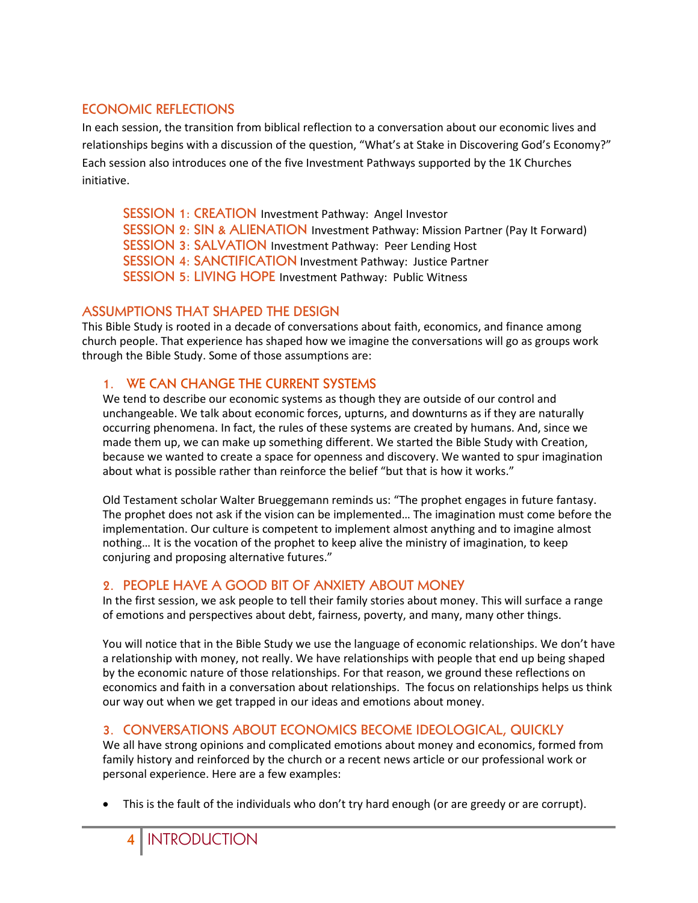## ECONOMIC REFLECTIONS

In each session, the transition from biblical reflection to a conversation about our economic lives and relationships begins with a discussion of the question, "What's at Stake in Discovering God's Economy?" Each session also introduces one of the five Investment Pathways supported by the 1K Churches initiative.

SESSION 1: CREATION Investment Pathway: Angel Investor
SESSION 2: SIN & ALIENATION Investment Pathway: Mission Partner (Pay It Forward)
SESSION 3: SALVATION Investment Pathway: Peer Lending Host
SESSION 4: SANCTIFICATION Investment Pathway: Justice Partner
SESSION 5: LIVING HOPE Investment Pathway: Public Witness

## ASSUMPTIONS THAT SHAPED THE DESIGN

This Bible Study is rooted in a decade of conversations about faith, economics, and finance among church people. That experience has shaped how we imagine the conversations will go as groups work through the Bible Study. Some of those assumptions are:

### 1. WE CAN CHANGE THE CURRENT SYSTEMS

We tend to describe our economic systems as though they are outside of our control and unchangeable. We talk about economic forces, upturns, and downturns as if they are naturally occurring phenomena. In fact, the rules of these systems are created by humans. And, since we made them up, we can make up something different. We started the Bible Study with Creation, because we wanted to create a space for openness and discovery. We wanted to spur imagination about what is possible rather than reinforce the belief "but that is how it works."

Old Testament scholar Walter Brueggemann reminds us: "The prophet engages in future fantasy. The prophet does not ask if the vision can be implemented… The imagination must come before the implementation. Our culture is competent to implement almost anything and to imagine almost nothing… It is the vocation of the prophet to keep alive the ministry of imagination, to keep conjuring and proposing alternative futures."

### 2. PEOPLE HAVE A GOOD BIT OF ANXIETY ABOUT MONEY

In the first session, we ask people to tell their family stories about money. This will surface a range of emotions and perspectives about debt, fairness, poverty, and many, many other things.

You will notice that in the Bible Study we use the language of economic relationships. We don't have a relationship with money, not really. We have relationships with people that end up being shaped by the economic nature of those relationships. For that reason, we ground these reflections on economics and faith in a conversation about relationships. The focus on relationships helps us think our way out when we get trapped in our ideas and emotions about money.

### 3. CONVERSATIONS ABOUT ECONOMICS BECOME IDEOLOGICAL, QUICKLY

We all have strong opinions and complicated emotions about money and economics, formed from family history and reinforced by the church or a recent news article or our professional work or personal experience. Here are a few examples:

- This is the fault of the individuals who don't try hard enough (or are greedy or are corrupt).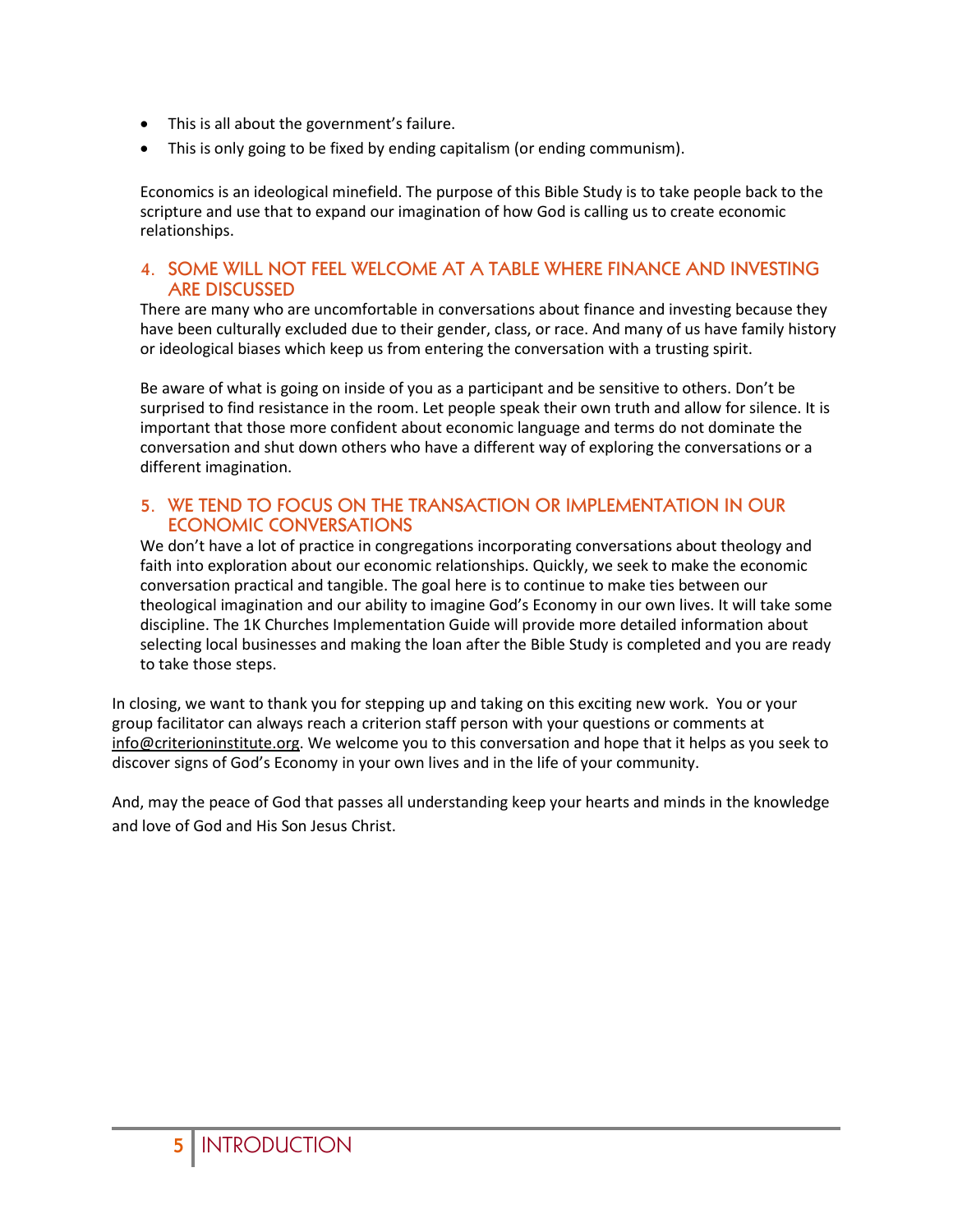- This is all about the government's failure.
- This is only going to be fixed by ending capitalism (or ending communism).

Economics is an ideological minefield. The purpose of this Bible Study is to take people back to the scripture and use that to expand our imagination of how God is calling us to create economic relationships.

### 4. SOME WILL NOT FEEL WELCOME AT A TABLE WHERE FINANCE AND INVESTING ARE DISCUSSED

There are many who are uncomfortable in conversations about finance and investing because they have been culturally excluded due to their gender, class, or race. And many of us have family history or ideological biases which keep us from entering the conversation with a trusting spirit.

Be aware of what is going on inside of you as a participant and be sensitive to others. Don't be surprised to find resistance in the room. Let people speak their own truth and allow for silence. It is important that those more confident about economic language and terms do not dominate the conversation and shut down others who have a different way of exploring the conversations or a different imagination.

### 5. WE TEND TO FOCUS ON THE TRANSACTION OR IMPLEMENTATION IN OUR ECONOMIC CONVERSATIONS

We don't have a lot of practice in congregations incorporating conversations about theology and faith into exploration about our economic relationships. Quickly, we seek to make the economic conversation practical and tangible. The goal here is to continue to make ties between our theological imagination and our ability to imagine God's Economy in our own lives. It will take some discipline. The 1K Churches Implementation Guide will provide more detailed information about selecting local businesses and making the loan after the Bible Study is completed and you are ready to take those steps.

In closing, we want to thank you for stepping up and taking on this exciting new work. You or your group facilitator can always reach a criterion staff person with your questions or comments at info@criterioninstitute.org. We welcome you to this conversation and hope that it helps as you seek to discover signs of God's Economy in your own lives and in the life of your community.

And, may the peace of God that passes all understanding keep your hearts and minds in the knowledge and love of God and His Son Jesus Christ.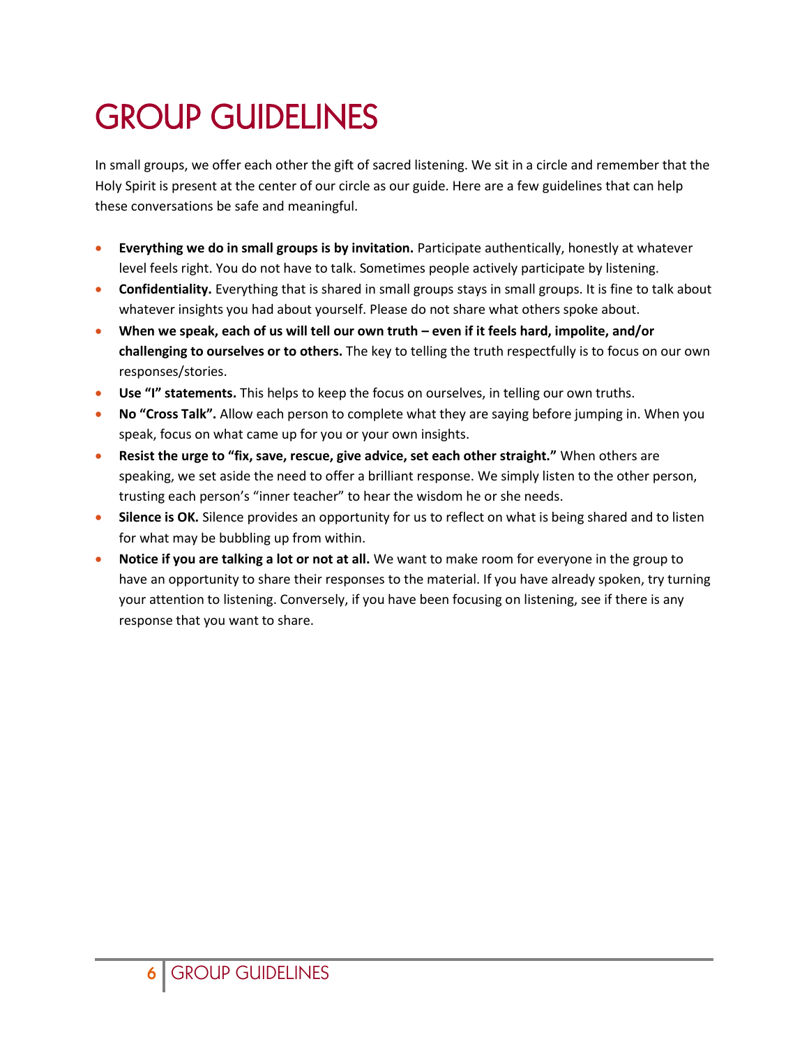# GROUP GUIDELINES

In small groups, we offer each other the gift of sacred listening. We sit in a circle and remember that the Holy Spirit is present at the center of our circle as our guide. Here are a few guidelines that can help these conversations be safe and meaningful.

- **Everything we do in small groups is by invitation.** Participate authentically, honestly at whatever level feels right. You do not have to talk. Sometimes people actively participate by listening.
- **Confidentiality.** Everything that is shared in small groups stays in small groups. It is fine to talk about whatever insights you had about yourself. Please do not share what others spoke about.
- **When we speak, each of us will tell our own truth – even if it feels hard, impolite, and/or challenging to ourselves or to others.** The key to telling the truth respectfully is to focus on our own responses/stories.
- **Use "I" statements.** This helps to keep the focus on ourselves, in telling our own truths.
- **No "Cross Talk".** Allow each person to complete what they are saying before jumping in. When you speak, focus on what came up for you or your own insights.
- **Resist the urge to "fix, save, rescue, give advice, set each other straight."** When others are speaking, we set aside the need to offer a brilliant response. We simply listen to the other person, trusting each person's "inner teacher" to hear the wisdom he or she needs.
- **Silence is OK.** Silence provides an opportunity for us to reflect on what is being shared and to listen for what may be bubbling up from within.
- **Notice if you are talking a lot or not at all.** We want to make room for everyone in the group to have an opportunity to share their responses to the material. If you have already spoken, try turning your attention to listening. Conversely, if you have been focusing on listening, see if there is any response that you want to share.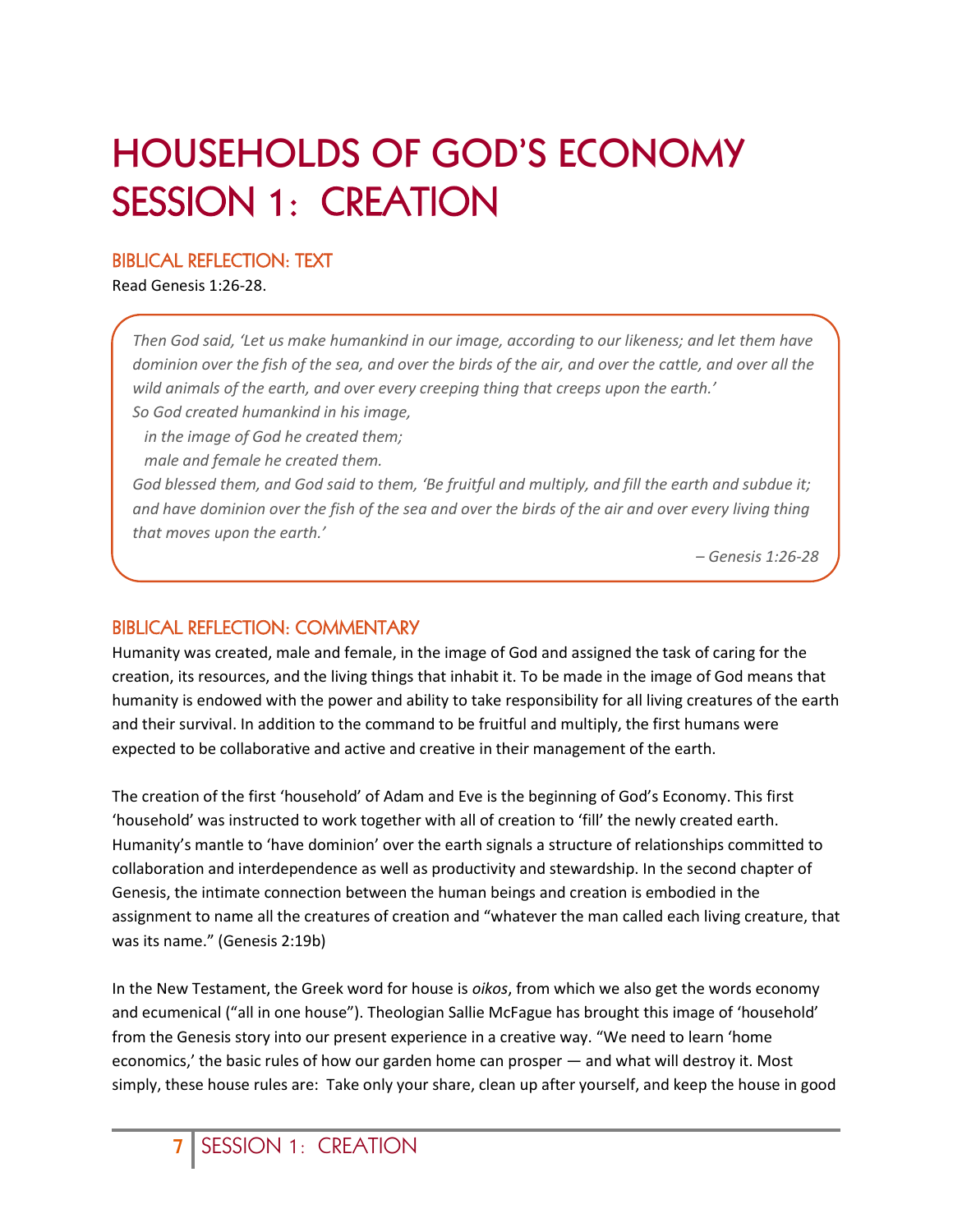# HOUSEHOLDS OF GOD'S ECONOMY
# SESSION 1: CREATION

## BIBLICAL REFLECTION: TEXT

Read Genesis 1:26-28.

> *Then God said, 'Let us make humankind in our image, according to our likeness; and let them have dominion over the fish of the sea, and over the birds of the air, and over the cattle, and over all the wild animals of the earth, and over every creeping thing that creeps upon the earth.'*
> *So God created humankind in his image,*
> *in the image of God he created them;*
> *male and female he created them.*
> *God blessed them, and God said to them, 'Be fruitful and multiply, and fill the earth and subdue it; and have dominion over the fish of the sea and over the birds of the air and over every living thing that moves upon the earth.'*
>
> *– Genesis 1:26-28*

## BIBLICAL REFLECTION: COMMENTARY

Humanity was created, male and female, in the image of God and assigned the task of caring for the creation, its resources, and the living things that inhabit it. To be made in the image of God means that humanity is endowed with the power and ability to take responsibility for all living creatures of the earth and their survival. In addition to the command to be fruitful and multiply, the first humans were expected to be collaborative and active and creative in their management of the earth.

The creation of the first 'household' of Adam and Eve is the beginning of God's Economy. This first 'household' was instructed to work together with all of creation to 'fill' the newly created earth. Humanity's mantle to 'have dominion' over the earth signals a structure of relationships committed to collaboration and interdependence as well as productivity and stewardship. In the second chapter of Genesis, the intimate connection between the human beings and creation is embodied in the assignment to name all the creatures of creation and "whatever the man called each living creature, that was its name." (Genesis 2:19b)

In the New Testament, the Greek word for house is *oikos*, from which we also get the words economy and ecumenical ("all in one house"). Theologian Sallie McFague has brought this image of 'household' from the Genesis story into our present experience in a creative way. "We need to learn 'home economics,' the basic rules of how our garden home can prosper — and what will destroy it. Most simply, these house rules are: Take only your share, clean up after yourself, and keep the house in good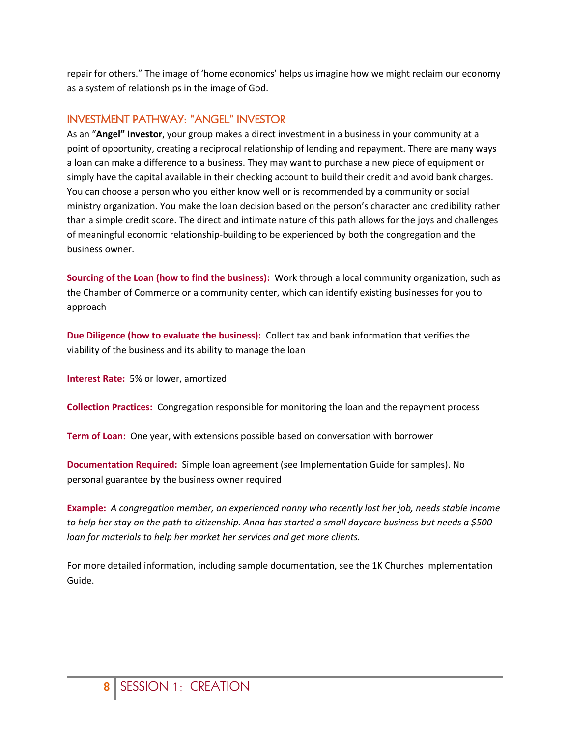repair for others." The image of 'home economics' helps us imagine how we might reclaim our economy as a system of relationships in the image of God.

## INVESTMENT PATHWAY: "ANGEL" INVESTOR

As an "**Angel" Investor**, your group makes a direct investment in a business in your community at a point of opportunity, creating a reciprocal relationship of lending and repayment. There are many ways a loan can make a difference to a business. They may want to purchase a new piece of equipment or simply have the capital available in their checking account to build their credit and avoid bank charges. You can choose a person who you either know well or is recommended by a community or social ministry organization. You make the loan decision based on the person's character and credibility rather than a simple credit score. The direct and intimate nature of this path allows for the joys and challenges of meaningful economic relationship-building to be experienced by both the congregation and the business owner.

**Sourcing of the Loan (how to find the business):** Work through a local community organization, such as the Chamber of Commerce or a community center, which can identify existing businesses for you to approach

**Due Diligence (how to evaluate the business):** Collect tax and bank information that verifies the viability of the business and its ability to manage the loan

**Interest Rate:** 5% or lower, amortized

**Collection Practices:** Congregation responsible for monitoring the loan and the repayment process

**Term of Loan:** One year, with extensions possible based on conversation with borrower

**Documentation Required:** Simple loan agreement (see Implementation Guide for samples). No personal guarantee by the business owner required

**Example:** *A congregation member, an experienced nanny who recently lost her job, needs stable income to help her stay on the path to citizenship. Anna has started a small daycare business but needs a $500 loan for materials to help her market her services and get more clients.*

For more detailed information, including sample documentation, see the 1K Churches Implementation Guide.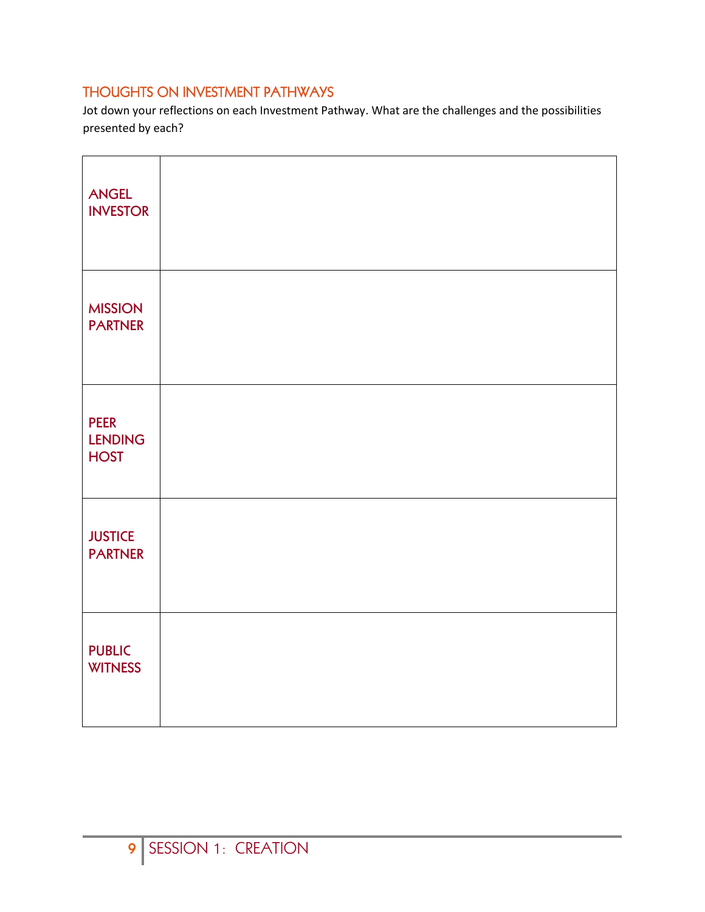## THOUGHTS ON INVESTMENT PATHWAYS

Jot down your reflections on each Investment Pathway. What are the challenges and the possibilities presented by each?

| | |
|---|---|
| ANGEL INVESTOR | |
| MISSION PARTNER | |
| PEER LENDING HOST | |
| JUSTICE PARTNER | |
| PUBLIC WITNESS | |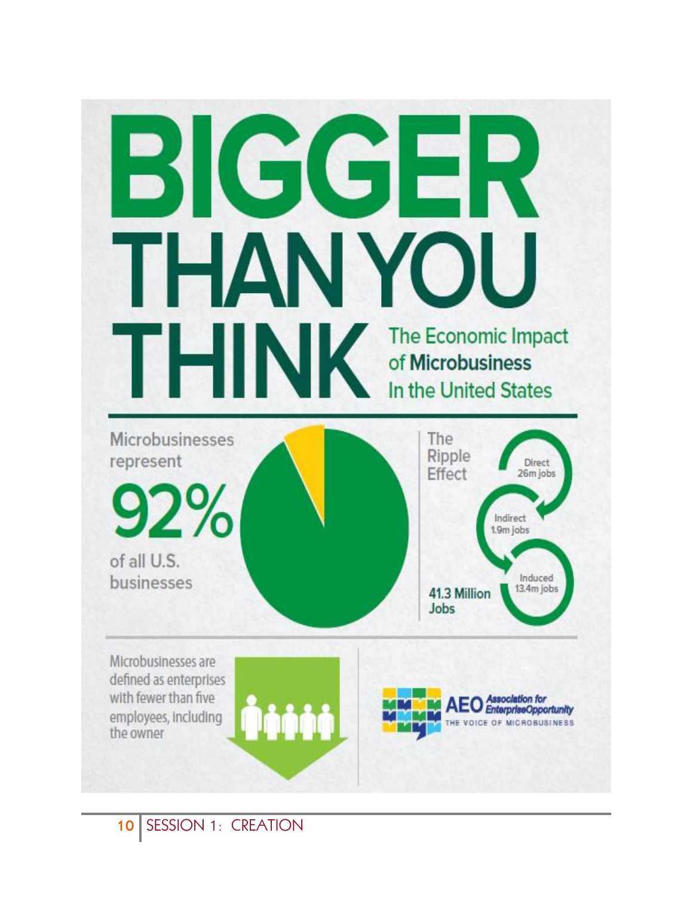# BIGGER THAN YOU THINK

## The Economic Impact of **Microbusiness** In the United States

Microbusinesses represent

92%

of all U.S. businesses

The Ripple Effect

Direct 26m jobs

Indirect 1.9m jobs

Induced 13.4m jobs

41.3 Million Jobs

Microbusinesses are defined as enterprises with fewer than five employees, including the owner

AEO *Association for EnterpriseOpportunity*

THE VOICE OF MICROBUSINESS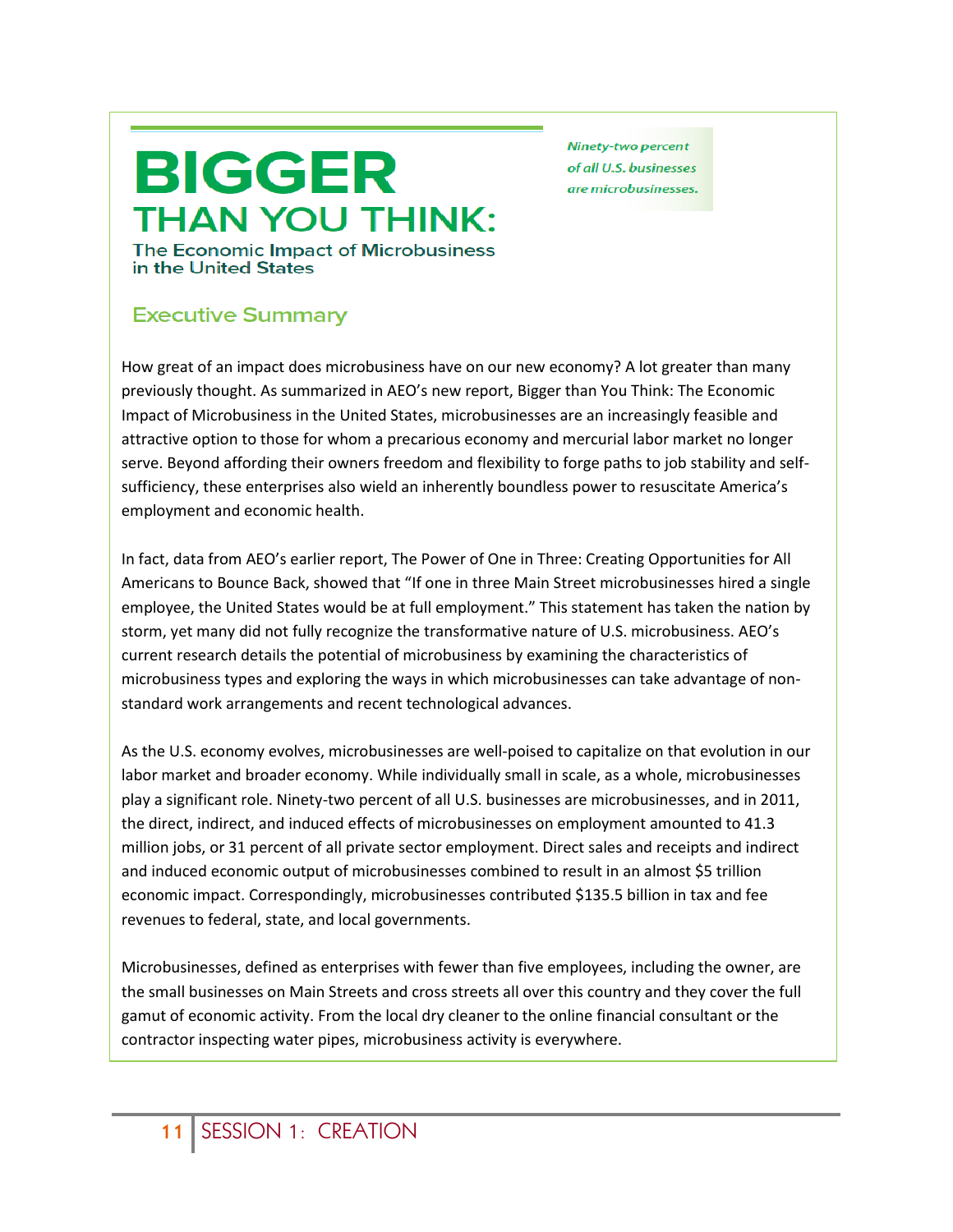# BIGGER
## THAN YOU THINK:
### The Economic Impact of Microbusiness in the United States

*Ninety-two percent of all U.S. businesses are microbusinesses.*

### Executive Summary

How great of an impact does microbusiness have on our new economy? A lot greater than many previously thought. As summarized in AEO's new report, Bigger than You Think: The Economic Impact of Microbusiness in the United States, microbusinesses are an increasingly feasible and attractive option to those for whom a precarious economy and mercurial labor market no longer serve. Beyond affording their owners freedom and flexibility to forge paths to job stability and self-sufficiency, these enterprises also wield an inherently boundless power to resuscitate America's employment and economic health.

In fact, data from AEO's earlier report, The Power of One in Three: Creating Opportunities for All Americans to Bounce Back, showed that "If one in three Main Street microbusinesses hired a single employee, the United States would be at full employment." This statement has taken the nation by storm, yet many did not fully recognize the transformative nature of U.S. microbusiness. AEO's current research details the potential of microbusiness by examining the characteristics of microbusiness types and exploring the ways in which microbusinesses can take advantage of non-standard work arrangements and recent technological advances.

As the U.S. economy evolves, microbusinesses are well-poised to capitalize on that evolution in our labor market and broader economy. While individually small in scale, as a whole, microbusinesses play a significant role. Ninety-two percent of all U.S. businesses are microbusinesses, and in 2011, the direct, indirect, and induced effects of microbusinesses on employment amounted to 41.3 million jobs, or 31 percent of all private sector employment. Direct sales and receipts and indirect and induced economic output of microbusinesses combined to result in an almost $5 trillion economic impact. Correspondingly, microbusinesses contributed $135.5 billion in tax and fee revenues to federal, state, and local governments.

Microbusinesses, defined as enterprises with fewer than five employees, including the owner, are the small businesses on Main Streets and cross streets all over this country and they cover the full gamut of economic activity. From the local dry cleaner to the online financial consultant or the contractor inspecting water pipes, microbusiness activity is everywhere.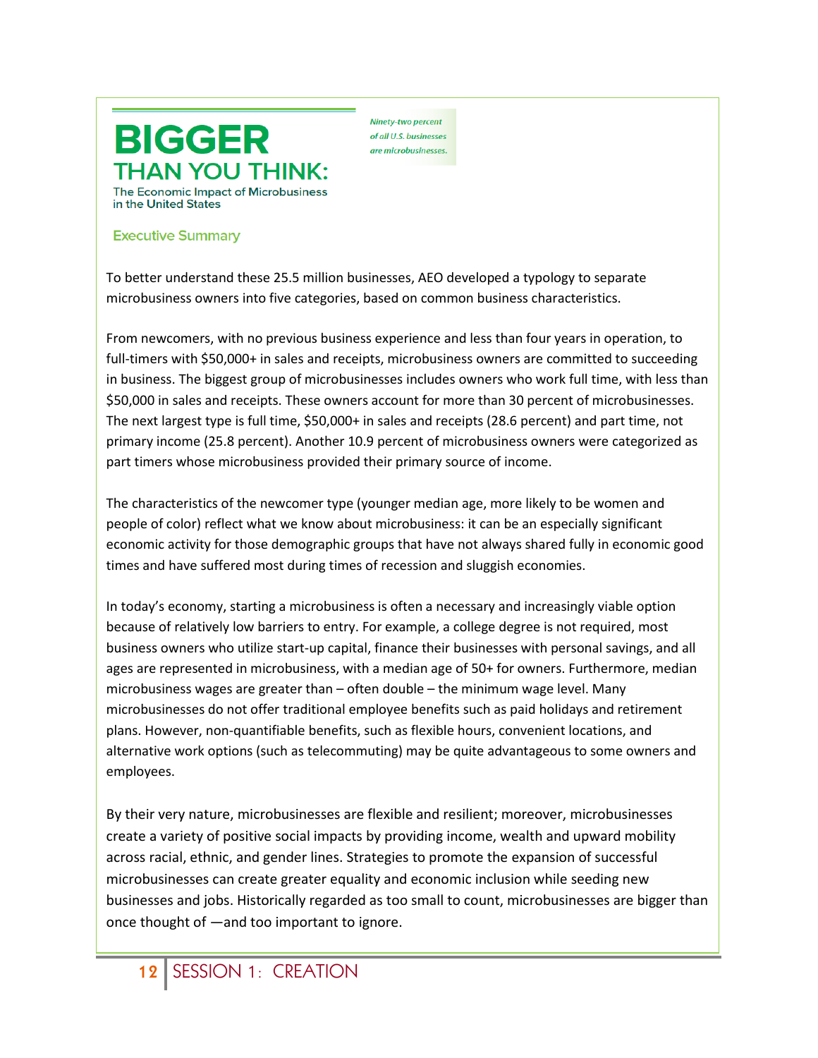# BIGGER THAN YOU THINK:

The Economic Impact of Microbusiness in the United States

*Ninety-two percent of all U.S. businesses are microbusinesses.*

## Executive Summary

To better understand these 25.5 million businesses, AEO developed a typology to separate microbusiness owners into five categories, based on common business characteristics.

From newcomers, with no previous business experience and less than four years in operation, to full-timers with $50,000+ in sales and receipts, microbusiness owners are committed to succeeding in business. The biggest group of microbusinesses includes owners who work full time, with less than $50,000 in sales and receipts. These owners account for more than 30 percent of microbusinesses. The next largest type is full time, $50,000+ in sales and receipts (28.6 percent) and part time, not primary income (25.8 percent). Another 10.9 percent of microbusiness owners were categorized as part timers whose microbusiness provided their primary source of income.

The characteristics of the newcomer type (younger median age, more likely to be women and people of color) reflect what we know about microbusiness: it can be an especially significant economic activity for those demographic groups that have not always shared fully in economic good times and have suffered most during times of recession and sluggish economies.

In today's economy, starting a microbusiness is often a necessary and increasingly viable option because of relatively low barriers to entry. For example, a college degree is not required, most business owners who utilize start-up capital, finance their businesses with personal savings, and all ages are represented in microbusiness, with a median age of 50+ for owners. Furthermore, median microbusiness wages are greater than – often double – the minimum wage level. Many microbusinesses do not offer traditional employee benefits such as paid holidays and retirement plans. However, non-quantifiable benefits, such as flexible hours, convenient locations, and alternative work options (such as telecommuting) may be quite advantageous to some owners and employees.

By their very nature, microbusinesses are flexible and resilient; moreover, microbusinesses create a variety of positive social impacts by providing income, wealth and upward mobility across racial, ethnic, and gender lines. Strategies to promote the expansion of successful microbusinesses can create greater equality and economic inclusion while seeding new businesses and jobs. Historically regarded as too small to count, microbusinesses are bigger than once thought of —and too important to ignore.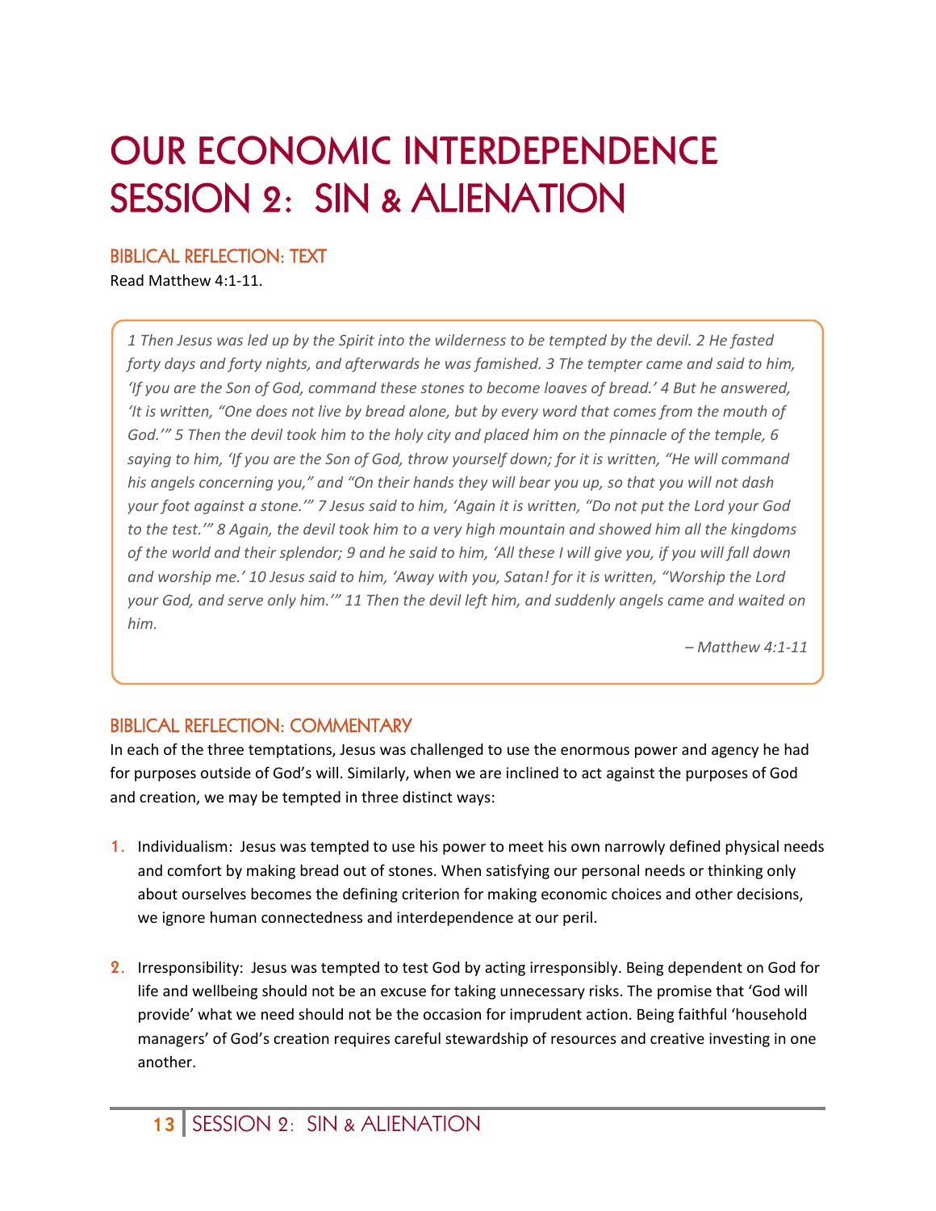# OUR ECONOMIC INTERDEPENDENCE SESSION 2: SIN & ALIENATION

## BIBLICAL REFLECTION: TEXT

Read Matthew 4:1-11.

> *1 Then Jesus was led up by the Spirit into the wilderness to be tempted by the devil. 2 He fasted forty days and forty nights, and afterwards he was famished. 3 The tempter came and said to him, 'If you are the Son of God, command these stones to become loaves of bread.' 4 But he answered, 'It is written, "One does not live by bread alone, but by every word that comes from the mouth of God."' 5 Then the devil took him to the holy city and placed him on the pinnacle of the temple, 6 saying to him, 'If you are the Son of God, throw yourself down; for it is written, "He will command his angels concerning you," and "On their hands they will bear you up, so that you will not dash your foot against a stone."' 7 Jesus said to him, 'Again it is written, "Do not put the Lord your God to the test."' 8 Again, the devil took him to a very high mountain and showed him all the kingdoms of the world and their splendor; 9 and he said to him, 'All these I will give you, if you will fall down and worship me.' 10 Jesus said to him, 'Away with you, Satan! for it is written, "Worship the Lord your God, and serve only him."' 11 Then the devil left him, and suddenly angels came and waited on him.*
>
> *– Matthew 4:1-11*

## BIBLICAL REFLECTION: COMMENTARY

In each of the three temptations, Jesus was challenged to use the enormous power and agency he had for purposes outside of God's will. Similarly, when we are inclined to act against the purposes of God and creation, we may be tempted in three distinct ways:

1. Individualism: Jesus was tempted to use his power to meet his own narrowly defined physical needs and comfort by making bread out of stones. When satisfying our personal needs or thinking only about ourselves becomes the defining criterion for making economic choices and other decisions, we ignore human connectedness and interdependence at our peril.

2. Irresponsibility: Jesus was tempted to test God by acting irresponsibly. Being dependent on God for life and wellbeing should not be an excuse for taking unnecessary risks. The promise that 'God will provide' what we need should not be the occasion for imprudent action. Being faithful 'household managers' of God's creation requires careful stewardship of resources and creative investing in one another.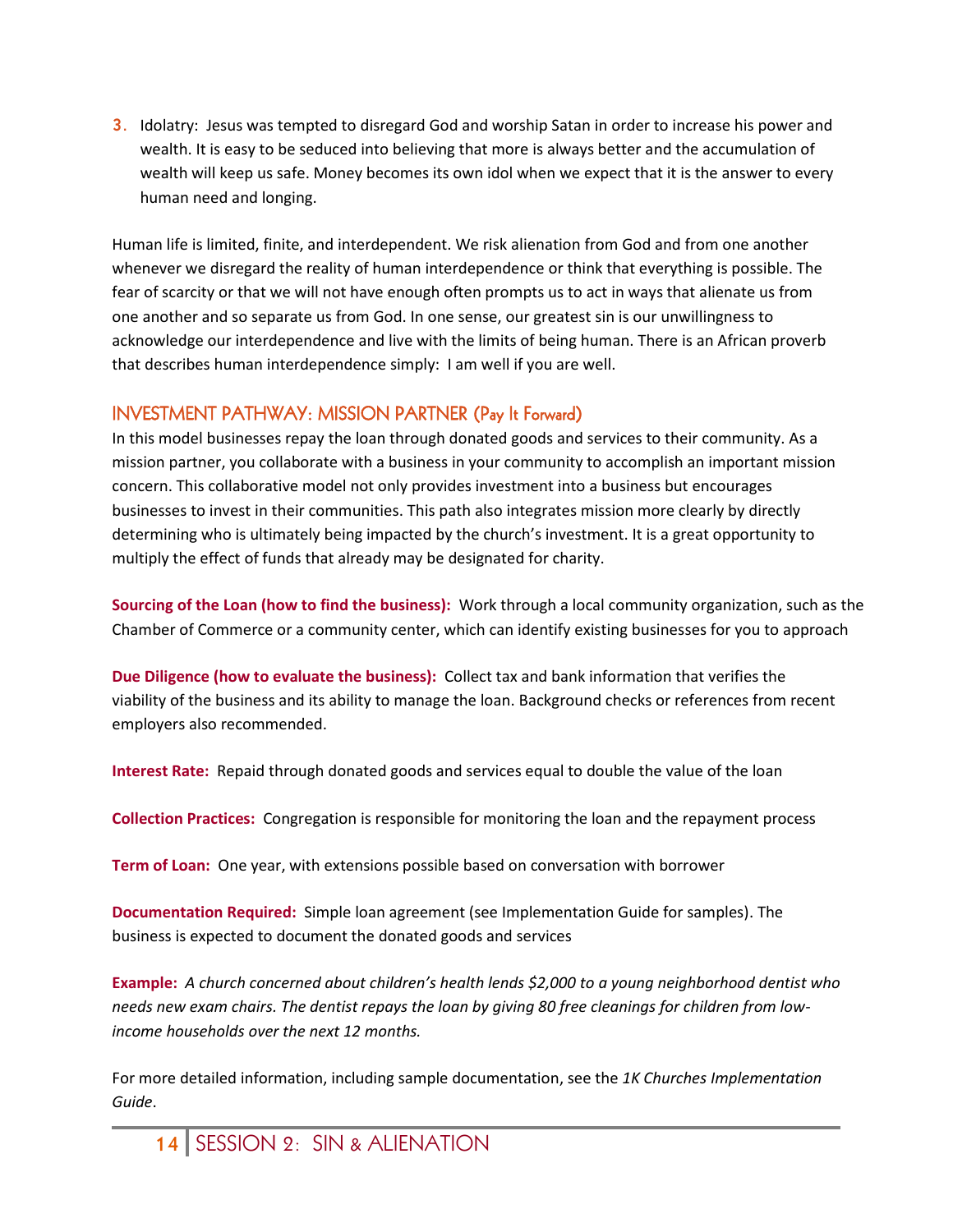3. Idolatry: Jesus was tempted to disregard God and worship Satan in order to increase his power and wealth. It is easy to be seduced into believing that more is always better and the accumulation of wealth will keep us safe. Money becomes its own idol when we expect that it is the answer to every human need and longing.

Human life is limited, finite, and interdependent. We risk alienation from God and from one another whenever we disregard the reality of human interdependence or think that everything is possible. The fear of scarcity or that we will not have enough often prompts us to act in ways that alienate us from one another and so separate us from God. In one sense, our greatest sin is our unwillingness to acknowledge our interdependence and live with the limits of being human. There is an African proverb that describes human interdependence simply: I am well if you are well.

## INVESTMENT PATHWAY: MISSION PARTNER (Pay It Forward)

In this model businesses repay the loan through donated goods and services to their community. As a mission partner, you collaborate with a business in your community to accomplish an important mission concern. This collaborative model not only provides investment into a business but encourages businesses to invest in their communities. This path also integrates mission more clearly by directly determining who is ultimately being impacted by the church's investment. It is a great opportunity to multiply the effect of funds that already may be designated for charity.

**Sourcing of the Loan (how to find the business):** Work through a local community organization, such as the Chamber of Commerce or a community center, which can identify existing businesses for you to approach

**Due Diligence (how to evaluate the business):** Collect tax and bank information that verifies the viability of the business and its ability to manage the loan. Background checks or references from recent employers also recommended.

**Interest Rate:** Repaid through donated goods and services equal to double the value of the loan

**Collection Practices:** Congregation is responsible for monitoring the loan and the repayment process

**Term of Loan:** One year, with extensions possible based on conversation with borrower

**Documentation Required:** Simple loan agreement (see Implementation Guide for samples). The business is expected to document the donated goods and services

**Example:** *A church concerned about children's health lends $2,000 to a young neighborhood dentist who needs new exam chairs. The dentist repays the loan by giving 80 free cleanings for children from low-income households over the next 12 months.*

For more detailed information, including sample documentation, see the *1K Churches Implementation Guide*.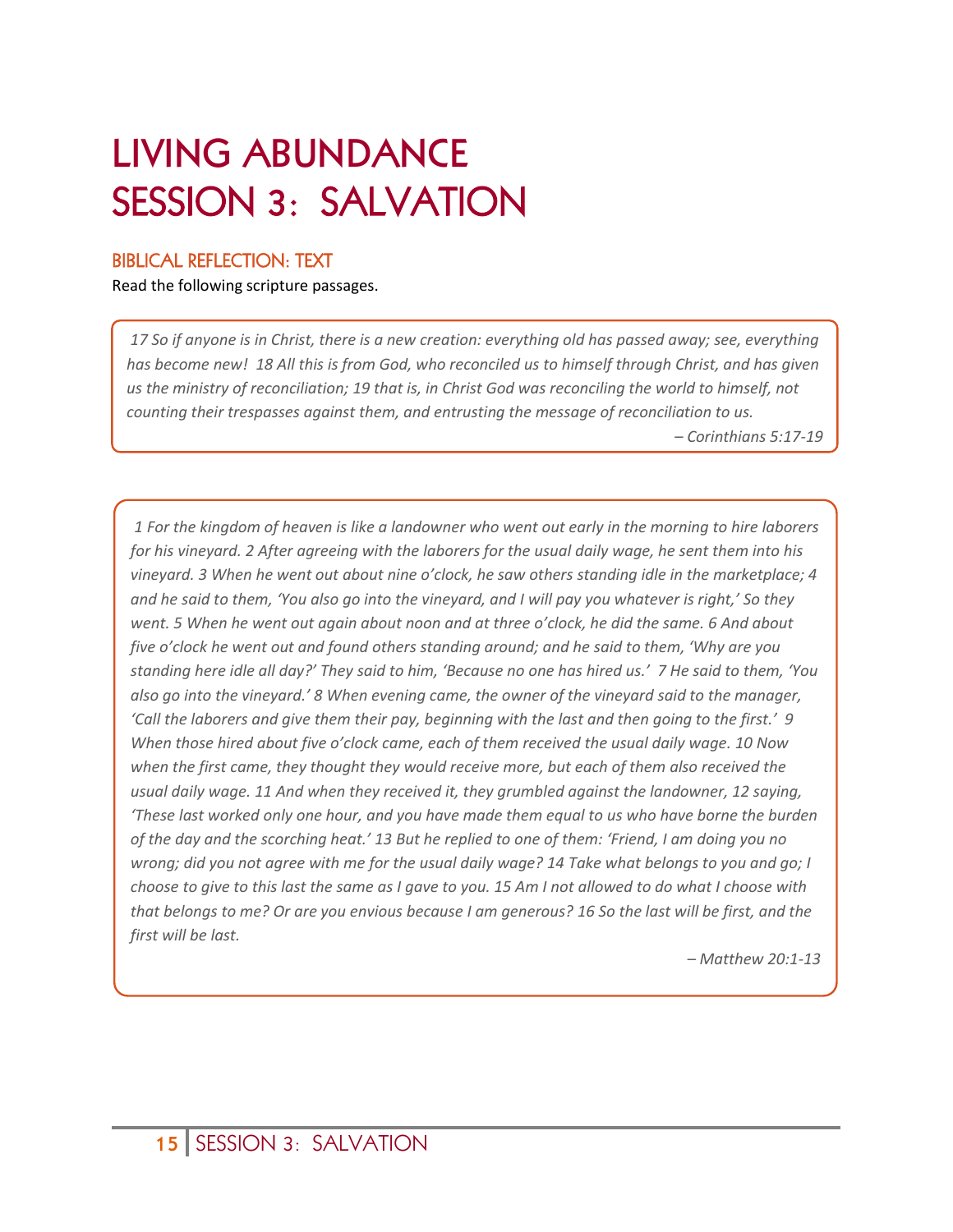# LIVING ABUNDANCE
# SESSION 3: SALVATION

## BIBLICAL REFLECTION: TEXT

Read the following scripture passages.

> *17 So if anyone is in Christ, there is a new creation: everything old has passed away; see, everything has become new! 18 All this is from God, who reconciled us to himself through Christ, and has given us the ministry of reconciliation; 19 that is, in Christ God was reconciling the world to himself, not counting their trespasses against them, and entrusting the message of reconciliation to us.*
>
> *– Corinthians 5:17-19*

> *1 For the kingdom of heaven is like a landowner who went out early in the morning to hire laborers for his vineyard. 2 After agreeing with the laborers for the usual daily wage, he sent them into his vineyard. 3 When he went out about nine o'clock, he saw others standing idle in the marketplace; 4 and he said to them, 'You also go into the vineyard, and I will pay you whatever is right,' So they went. 5 When he went out again about noon and at three o'clock, he did the same. 6 And about five o'clock he went out and found others standing around; and he said to them, 'Why are you standing here idle all day?' They said to him, 'Because no one has hired us.' 7 He said to them, 'You also go into the vineyard.' 8 When evening came, the owner of the vineyard said to the manager, 'Call the laborers and give them their pay, beginning with the last and then going to the first.' 9 When those hired about five o'clock came, each of them received the usual daily wage. 10 Now when the first came, they thought they would receive more, but each of them also received the usual daily wage. 11 And when they received it, they grumbled against the landowner, 12 saying, 'These last worked only one hour, and you have made them equal to us who have borne the burden of the day and the scorching heat.' 13 But he replied to one of them: 'Friend, I am doing you no wrong; did you not agree with me for the usual daily wage? 14 Take what belongs to you and go; I choose to give to this last the same as I gave to you. 15 Am I not allowed to do what I choose with that belongs to me? Or are you envious because I am generous? 16 So the last will be first, and the first will be last.*
>
> *– Matthew 20:1-13*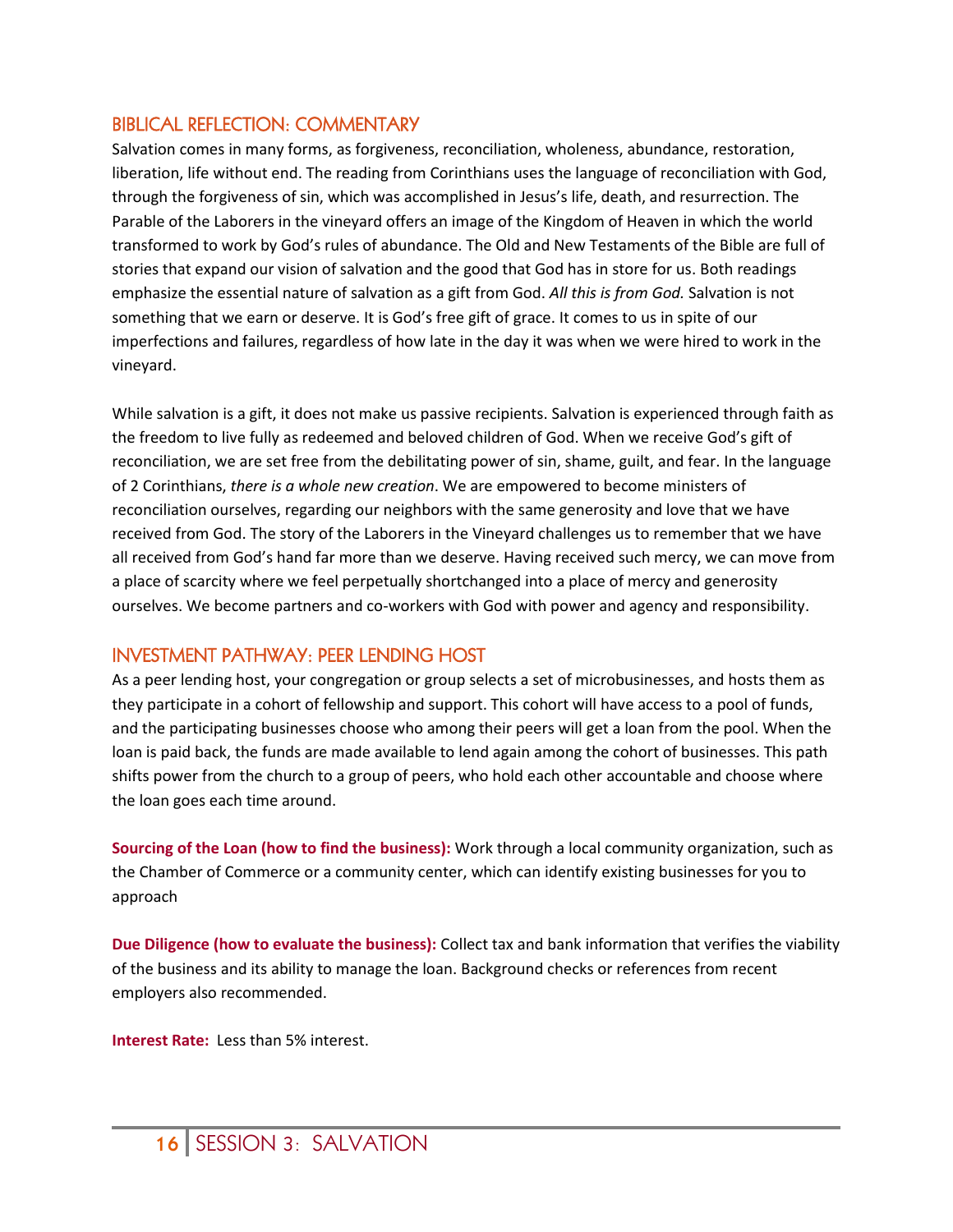## BIBLICAL REFLECTION: COMMENTARY

Salvation comes in many forms, as forgiveness, reconciliation, wholeness, abundance, restoration, liberation, life without end. The reading from Corinthians uses the language of reconciliation with God, through the forgiveness of sin, which was accomplished in Jesus's life, death, and resurrection. The Parable of the Laborers in the vineyard offers an image of the Kingdom of Heaven in which the world transformed to work by God's rules of abundance. The Old and New Testaments of the Bible are full of stories that expand our vision of salvation and the good that God has in store for us. Both readings emphasize the essential nature of salvation as a gift from God. *All this is from God.* Salvation is not something that we earn or deserve. It is God's free gift of grace. It comes to us in spite of our imperfections and failures, regardless of how late in the day it was when we were hired to work in the vineyard.

While salvation is a gift, it does not make us passive recipients. Salvation is experienced through faith as the freedom to live fully as redeemed and beloved children of God. When we receive God's gift of reconciliation, we are set free from the debilitating power of sin, shame, guilt, and fear. In the language of 2 Corinthians, *there is a whole new creation*. We are empowered to become ministers of reconciliation ourselves, regarding our neighbors with the same generosity and love that we have received from God. The story of the Laborers in the Vineyard challenges us to remember that we have all received from God's hand far more than we deserve. Having received such mercy, we can move from a place of scarcity where we feel perpetually shortchanged into a place of mercy and generosity ourselves. We become partners and co-workers with God with power and agency and responsibility.

## INVESTMENT PATHWAY: PEER LENDING HOST

As a peer lending host, your congregation or group selects a set of microbusinesses, and hosts them as they participate in a cohort of fellowship and support. This cohort will have access to a pool of funds, and the participating businesses choose who among their peers will get a loan from the pool. When the loan is paid back, the funds are made available to lend again among the cohort of businesses. This path shifts power from the church to a group of peers, who hold each other accountable and choose where the loan goes each time around.

**Sourcing of the Loan (how to find the business):** Work through a local community organization, such as the Chamber of Commerce or a community center, which can identify existing businesses for you to approach

**Due Diligence (how to evaluate the business):** Collect tax and bank information that verifies the viability of the business and its ability to manage the loan. Background checks or references from recent employers also recommended.

**Interest Rate:** Less than 5% interest.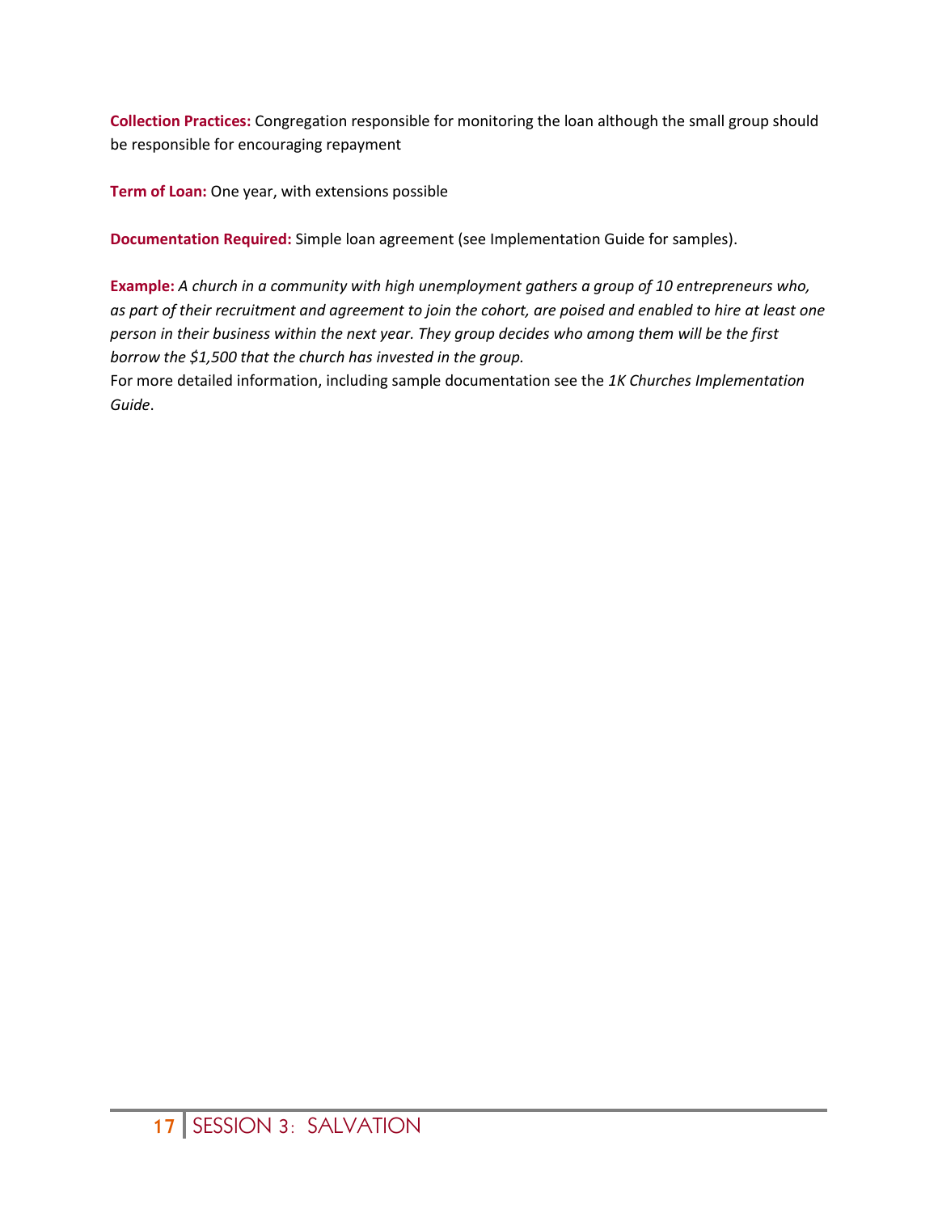**Collection Practices:** Congregation responsible for monitoring the loan although the small group should be responsible for encouraging repayment

**Term of Loan:** One year, with extensions possible

**Documentation Required:** Simple loan agreement (see Implementation Guide for samples).

**Example:** *A church in a community with high unemployment gathers a group of 10 entrepreneurs who, as part of their recruitment and agreement to join the cohort, are poised and enabled to hire at least one person in their business within the next year. They group decides who among them will be the first borrow the $1,500 that the church has invested in the group.*

For more detailed information, including sample documentation see the *1K Churches Implementation Guide*.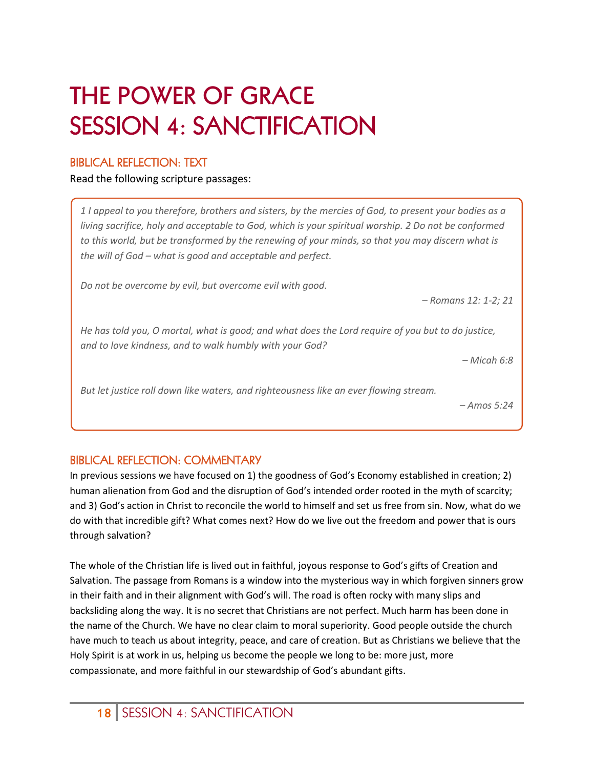# THE POWER OF GRACE
# SESSION 4: SANCTIFICATION

## BIBLICAL REFLECTION: TEXT

Read the following scripture passages:

> *1 I appeal to you therefore, brothers and sisters, by the mercies of God, to present your bodies as a living sacrifice, holy and acceptable to God, which is your spiritual worship. 2 Do not be conformed to this world, but be transformed by the renewing of your minds, so that you may discern what is the will of God – what is good and acceptable and perfect.*
>
> *Do not be overcome by evil, but overcome evil with good.*
>
> *– Romans 12: 1-2; 21*
>
> *He has told you, O mortal, what is good; and what does the Lord require of you but to do justice, and to love kindness, and to walk humbly with your God?*
>
> *– Micah 6:8*
>
> *But let justice roll down like waters, and righteousness like an ever flowing stream.*
>
> *– Amos 5:24*

## BIBLICAL REFLECTION: COMMENTARY

In previous sessions we have focused on 1) the goodness of God's Economy established in creation; 2) human alienation from God and the disruption of God's intended order rooted in the myth of scarcity; and 3) God's action in Christ to reconcile the world to himself and set us free from sin. Now, what do we do with that incredible gift? What comes next? How do we live out the freedom and power that is ours through salvation?

The whole of the Christian life is lived out in faithful, joyous response to God's gifts of Creation and Salvation. The passage from Romans is a window into the mysterious way in which forgiven sinners grow in their faith and in their alignment with God's will. The road is often rocky with many slips and backsliding along the way. It is no secret that Christians are not perfect. Much harm has been done in the name of the Church. We have no clear claim to moral superiority. Good people outside the church have much to teach us about integrity, peace, and care of creation. But as Christians we believe that the Holy Spirit is at work in us, helping us become the people we long to be: more just, more compassionate, and more faithful in our stewardship of God's abundant gifts.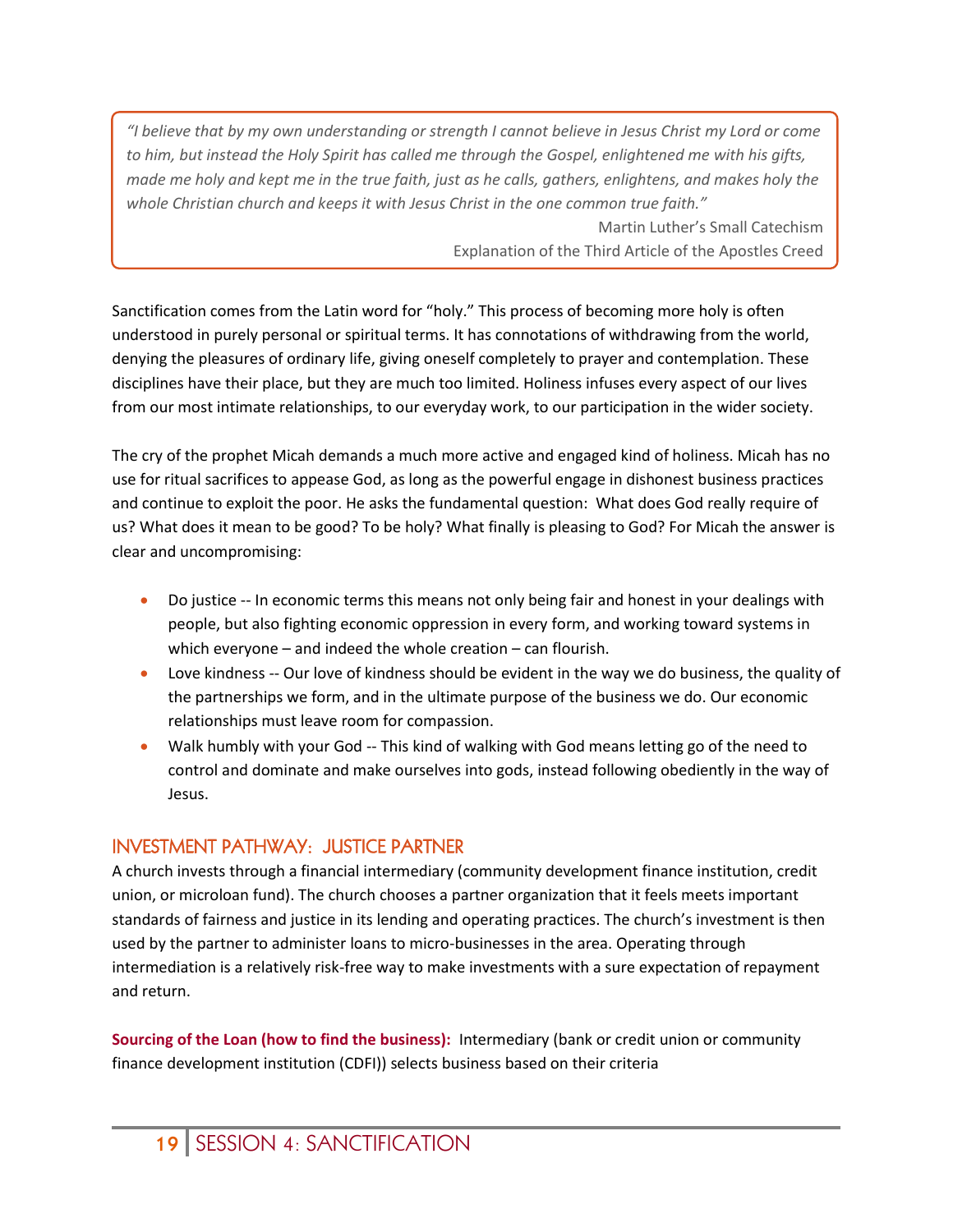> *"I believe that by my own understanding or strength I cannot believe in Jesus Christ my Lord or come to him, but instead the Holy Spirit has called me through the Gospel, enlightened me with his gifts, made me holy and kept me in the true faith, just as he calls, gathers, enlightens, and makes holy the whole Christian church and keeps it with Jesus Christ in the one common true faith."*
>
> Martin Luther's Small Catechism
> Explanation of the Third Article of the Apostles Creed

Sanctification comes from the Latin word for "holy." This process of becoming more holy is often understood in purely personal or spiritual terms. It has connotations of withdrawing from the world, denying the pleasures of ordinary life, giving oneself completely to prayer and contemplation. These disciplines have their place, but they are much too limited. Holiness infuses every aspect of our lives from our most intimate relationships, to our everyday work, to our participation in the wider society.

The cry of the prophet Micah demands a much more active and engaged kind of holiness. Micah has no use for ritual sacrifices to appease God, as long as the powerful engage in dishonest business practices and continue to exploit the poor. He asks the fundamental question: What does God really require of us? What does it mean to be good? To be holy? What finally is pleasing to God? For Micah the answer is clear and uncompromising:

- Do justice -- In economic terms this means not only being fair and honest in your dealings with people, but also fighting economic oppression in every form, and working toward systems in which everyone – and indeed the whole creation – can flourish.
- Love kindness -- Our love of kindness should be evident in the way we do business, the quality of the partnerships we form, and in the ultimate purpose of the business we do. Our economic relationships must leave room for compassion.
- Walk humbly with your God -- This kind of walking with God means letting go of the need to control and dominate and make ourselves into gods, instead following obediently in the way of Jesus.

## INVESTMENT PATHWAY: JUSTICE PARTNER

A church invests through a financial intermediary (community development finance institution, credit union, or microloan fund). The church chooses a partner organization that it feels meets important standards of fairness and justice in its lending and operating practices. The church's investment is then used by the partner to administer loans to micro-businesses in the area. Operating through intermediation is a relatively risk-free way to make investments with a sure expectation of repayment and return.

**Sourcing of the Loan (how to find the business):** Intermediary (bank or credit union or community finance development institution (CDFI)) selects business based on their criteria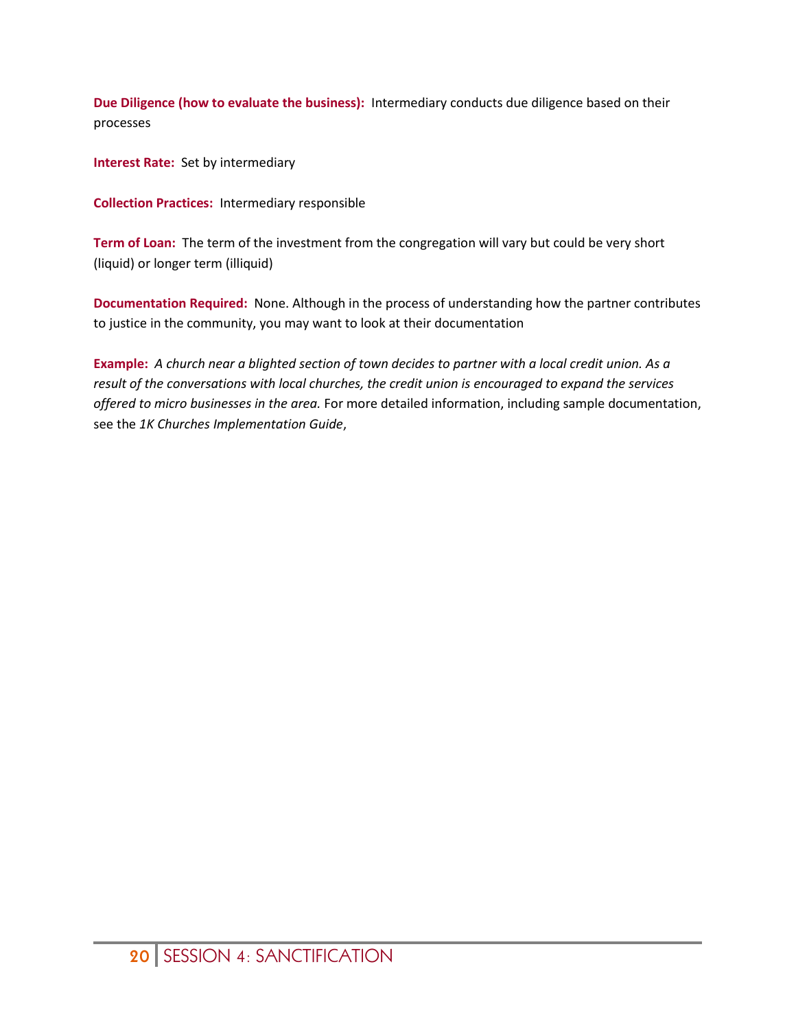**Due Diligence (how to evaluate the business):** Intermediary conducts due diligence based on their processes

**Interest Rate:** Set by intermediary

**Collection Practices:** Intermediary responsible

**Term of Loan:** The term of the investment from the congregation will vary but could be very short (liquid) or longer term (illiquid)

**Documentation Required:** None. Although in the process of understanding how the partner contributes to justice in the community, you may want to look at their documentation

**Example:** *A church near a blighted section of town decides to partner with a local credit union. As a result of the conversations with local churches, the credit union is encouraged to expand the services offered to micro businesses in the area.* For more detailed information, including sample documentation, see the *1K Churches Implementation Guide*,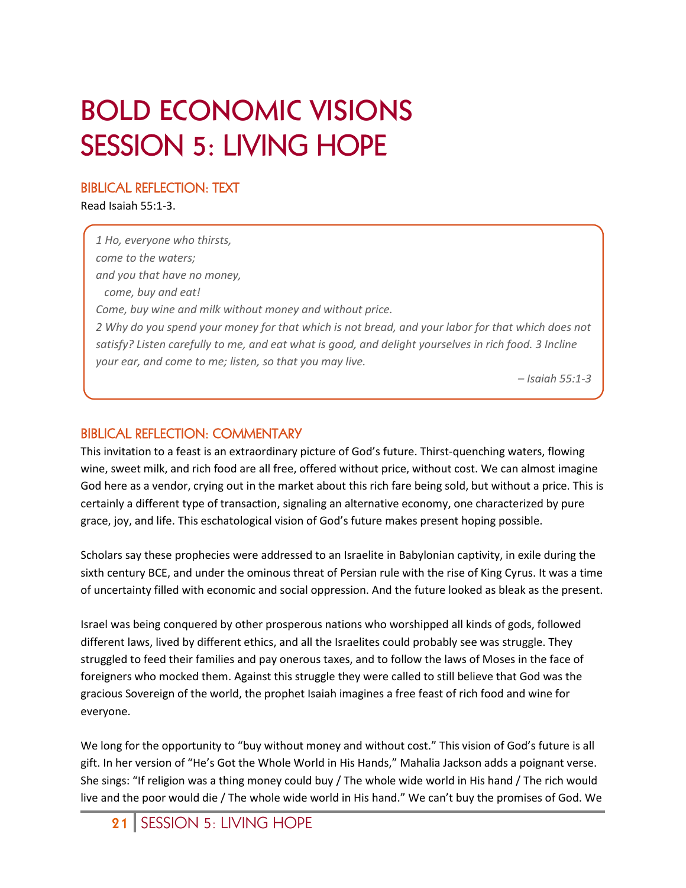# BOLD ECONOMIC VISIONS
# SESSION 5: LIVING HOPE

## BIBLICAL REFLECTION: TEXT

Read Isaiah 55:1-3.

> *1 Ho, everyone who thirsts,*
> *come to the waters;*
> *and you that have no money,*
> *come, buy and eat!*
> *Come, buy wine and milk without money and without price.*
> *2 Why do you spend your money for that which is not bread, and your labor for that which does not satisfy? Listen carefully to me, and eat what is good, and delight yourselves in rich food. 3 Incline your ear, and come to me; listen, so that you may live.*
>
> *– Isaiah 55:1-3*

## BIBLICAL REFLECTION: COMMENTARY

This invitation to a feast is an extraordinary picture of God's future. Thirst-quenching waters, flowing wine, sweet milk, and rich food are all free, offered without price, without cost. We can almost imagine God here as a vendor, crying out in the market about this rich fare being sold, but without a price. This is certainly a different type of transaction, signaling an alternative economy, one characterized by pure grace, joy, and life. This eschatological vision of God's future makes present hoping possible.

Scholars say these prophecies were addressed to an Israelite in Babylonian captivity, in exile during the sixth century BCE, and under the ominous threat of Persian rule with the rise of King Cyrus. It was a time of uncertainty filled with economic and social oppression. And the future looked as bleak as the present.

Israel was being conquered by other prosperous nations who worshipped all kinds of gods, followed different laws, lived by different ethics, and all the Israelites could probably see was struggle. They struggled to feed their families and pay onerous taxes, and to follow the laws of Moses in the face of foreigners who mocked them. Against this struggle they were called to still believe that God was the gracious Sovereign of the world, the prophet Isaiah imagines a free feast of rich food and wine for everyone.

We long for the opportunity to "buy without money and without cost." This vision of God's future is all gift. In her version of "He's Got the Whole World in His Hands," Mahalia Jackson adds a poignant verse. She sings: "If religion was a thing money could buy / The whole wide world in His hand / The rich would live and the poor would die / The whole wide world in His hand." We can't buy the promises of God. We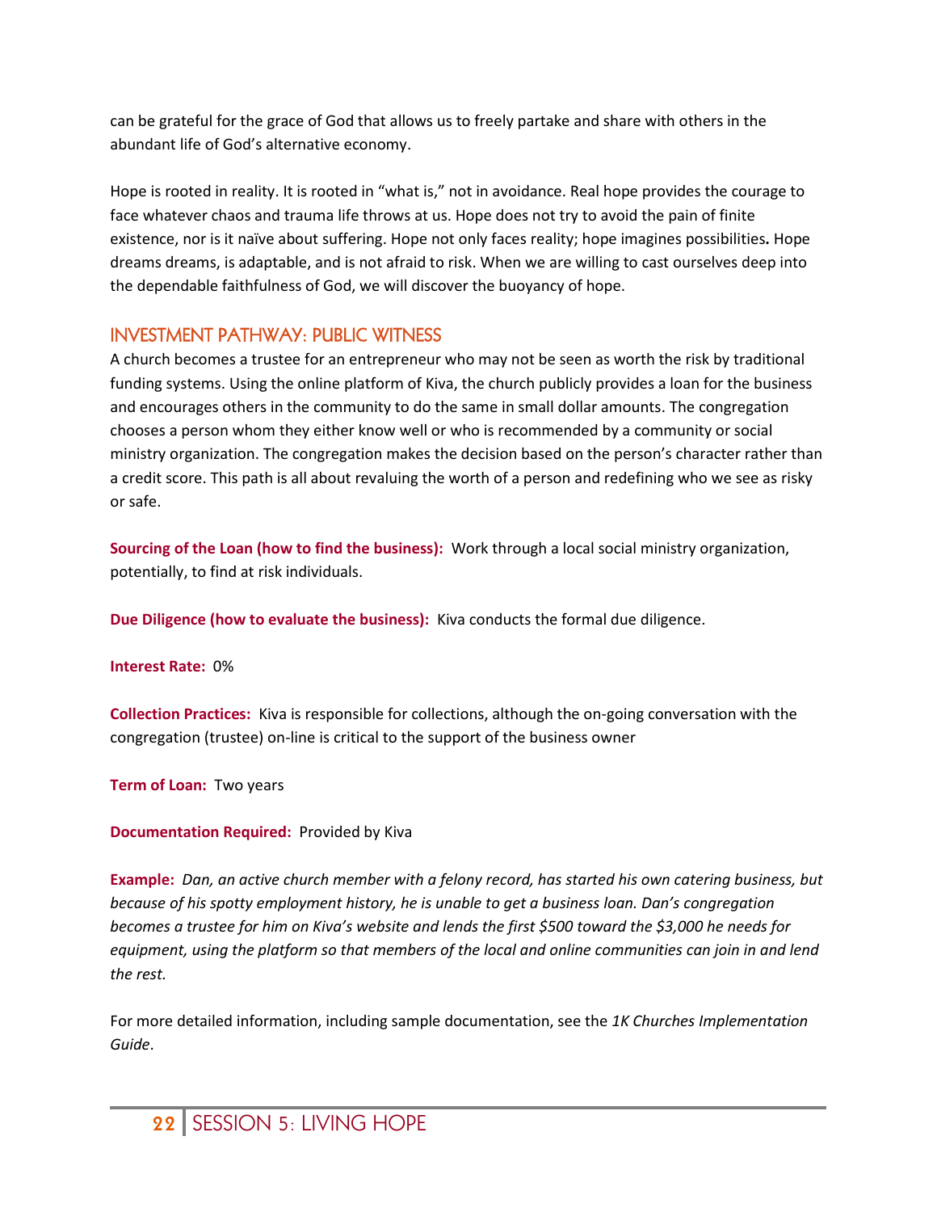can be grateful for the grace of God that allows us to freely partake and share with others in the abundant life of God's alternative economy.

Hope is rooted in reality. It is rooted in "what is," not in avoidance. Real hope provides the courage to face whatever chaos and trauma life throws at us. Hope does not try to avoid the pain of finite existence, nor is it naïve about suffering. Hope not only faces reality; hope imagines possibilities**.** Hope dreams dreams, is adaptable, and is not afraid to risk. When we are willing to cast ourselves deep into the dependable faithfulness of God, we will discover the buoyancy of hope.

## INVESTMENT PATHWAY: PUBLIC WITNESS

A church becomes a trustee for an entrepreneur who may not be seen as worth the risk by traditional funding systems. Using the online platform of Kiva, the church publicly provides a loan for the business and encourages others in the community to do the same in small dollar amounts. The congregation chooses a person whom they either know well or who is recommended by a community or social ministry organization. The congregation makes the decision based on the person's character rather than a credit score. This path is all about revaluing the worth of a person and redefining who we see as risky or safe.

**Sourcing of the Loan (how to find the business):** Work through a local social ministry organization, potentially, to find at risk individuals.

**Due Diligence (how to evaluate the business):** Kiva conducts the formal due diligence.

**Interest Rate:** 0%

**Collection Practices:** Kiva is responsible for collections, although the on-going conversation with the congregation (trustee) on-line is critical to the support of the business owner

**Term of Loan:** Two years

**Documentation Required:** Provided by Kiva

**Example:** *Dan, an active church member with a felony record, has started his own catering business, but because of his spotty employment history, he is unable to get a business loan. Dan's congregation becomes a trustee for him on Kiva's website and lends the first $500 toward the $3,000 he needs for equipment, using the platform so that members of the local and online communities can join in and lend the rest.*

For more detailed information, including sample documentation, see the *1K Churches Implementation Guide*.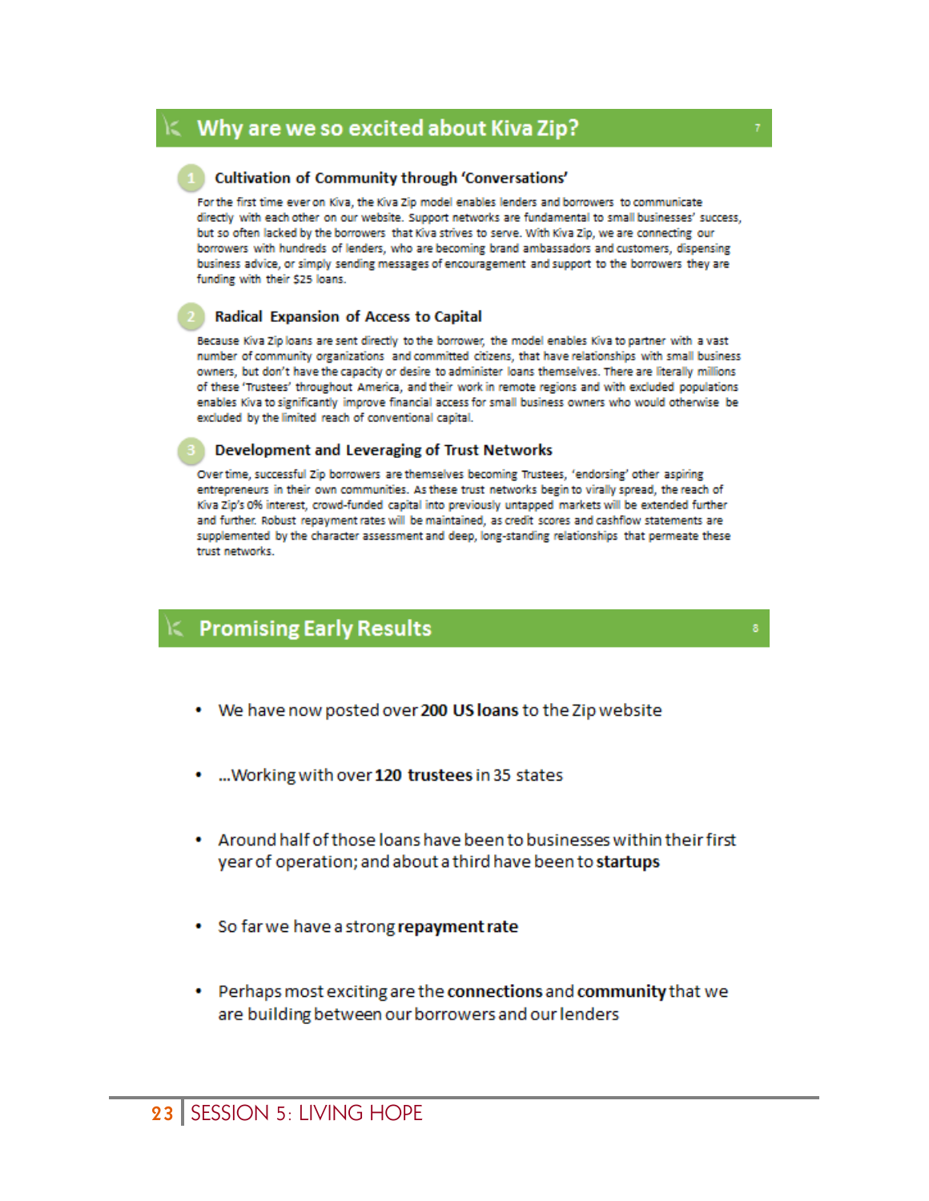## Why are we so excited about Kiva Zip?

### 1 Cultivation of Community through 'Conversations'

For the first time ever on Kiva, the Kiva Zip model enables lenders and borrowers to communicate directly with each other on our website. Support networks are fundamental to small businesses' success, but so often lacked by the borrowers that Kiva strives to serve. With Kiva Zip, we are connecting our borrowers with hundreds of lenders, who are becoming brand ambassadors and customers, dispensing business advice, or simply sending messages of encouragement and support to the borrowers they are funding with their $25 loans.

### 2 Radical Expansion of Access to Capital

Because Kiva Zip loans are sent directly to the borrower, the model enables Kiva to partner with a vast number of community organizations and committed citizens, that have relationships with small business owners, but don't have the capacity or desire to administer loans themselves. There are literally millions of these 'Trustees' throughout America, and their work in remote regions and with excluded populations enables Kiva to significantly improve financial access for small business owners who would otherwise be excluded by the limited reach of conventional capital.

### 3 Development and Leveraging of Trust Networks

Over time, successful Zip borrowers are themselves becoming Trustees, 'endorsing' other aspiring entrepreneurs in their own communities. As these trust networks begin to virally spread, the reach of Kiva Zip's 0% interest, crowd-funded capital into previously untapped markets will be extended further and further. Robust repayment rates will be maintained, as credit scores and cashflow statements are supplemented by the character assessment and deep, long-standing relationships that permeate these trust networks.

## Promising Early Results

- We have now posted over **200 US loans** to the Zip website
- ...Working with over **120 trustees** in 35 states
- Around half of those loans have been to businesses within their first year of operation; and about a third have been to **startups**
- So far we have a strong **repayment rate**
- Perhaps most exciting are the **connections** and **community** that we are building between our borrowers and our lenders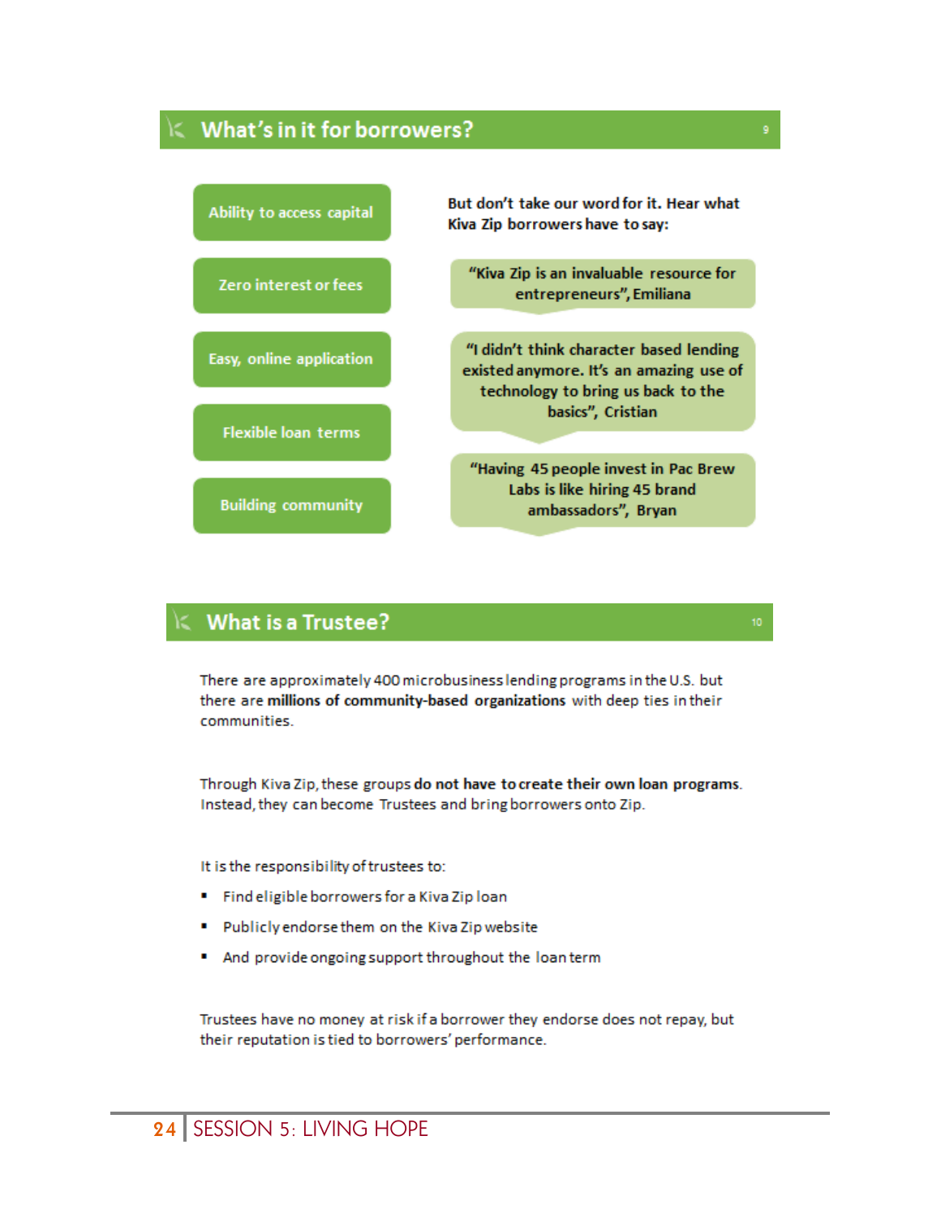## What's in it for borrowers?

- Ability to access capital
- Zero interest or fees
- Easy, online application
- Flexible loan terms
- Building community

**But don't take our word for it. Hear what Kiva Zip borrowers have to say:**

**"Kiva Zip is an invaluable resource for entrepreneurs", Emiliana**

**"I didn't think character based lending existed anymore. It's an amazing use of technology to bring us back to the basics", Cristian**

**"Having 45 people invest in Pac Brew Labs is like hiring 45 brand ambassadors", Bryan**

## What is a Trustee?

There are approximately 400 microbusiness lending programs in the U.S. but there are **millions of community-based organizations** with deep ties in their communities.

Through Kiva Zip, these groups **do not have to create their own loan programs**. Instead, they can become Trustees and bring borrowers onto Zip.

It is the responsibility of trustees to:

- Find eligible borrowers for a Kiva Zip loan
- Publicly endorse them on the Kiva Zip website
- And provide ongoing support throughout the loan term

Trustees have no money at risk if a borrower they endorse does not repay, but their reputation is tied to borrowers' performance.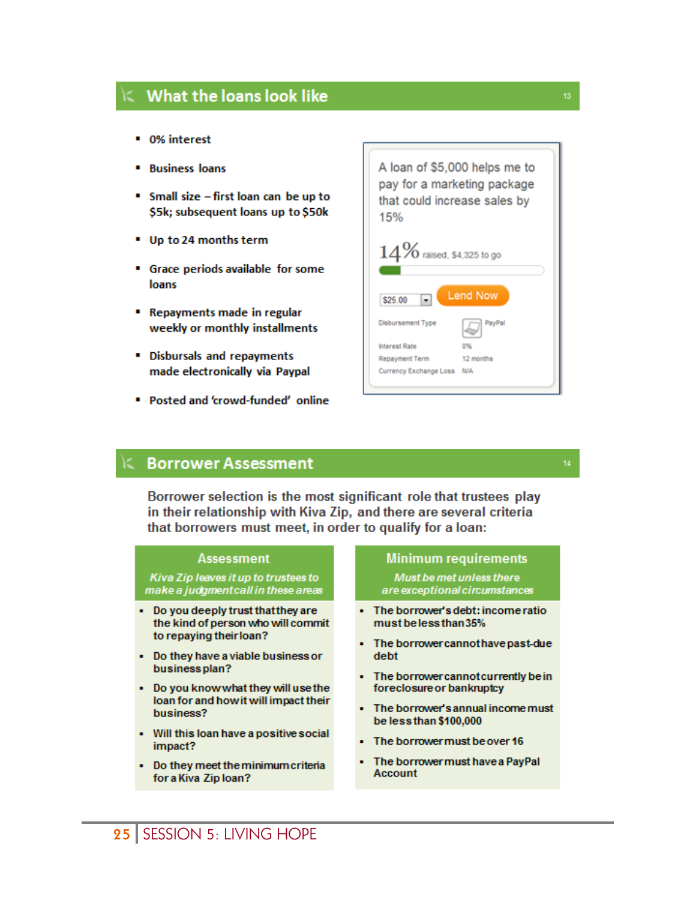## What the loans look like

- 0% interest
- Business loans
- Small size – first loan can be up to $5k; subsequent loans up to $50k
- Up to 24 months term
- Grace periods available for some loans
- Repayments made in regular weekly or monthly installments
- Disbursals and repayments made electronically via Paypal
- Posted and 'crowd-funded' online

A loan of $5,000 helps me to pay for a marketing package that could increase sales by 15%

14% raised, $4,325 to go

$25.00 Lend Now

Disbursement Type PayPal

Interest Rate 0%

Repayment Term 12 months

Currency Exchange Loss N/A

## Borrower Assessment

Borrower selection is the most significant role that trustees play in their relationship with Kiva Zip, and there are several criteria that borrowers must meet, in order to qualify for a loan:

### Assessment

*Kiva Zip leaves it up to trustees to make a judgment call in these areas*

- Do you deeply trust that they are the kind of person who will commit to repaying their loan?
- Do they have a viable business or business plan?
- Do you know what they will use the loan for and how it will impact their business?
- Will this loan have a positive social impact?
- Do they meet the minimum criteria for a Kiva Zip loan?

### Minimum requirements

*Must be met unless there are exceptional circumstances*

- The borrower's debt: income ratio must be less than 35%
- The borrower cannot have past-due debt
- The borrower cannot currently be in foreclosure or bankruptcy
- The borrower's annual income must be less than $100,000
- The borrower must be over 16
- The borrower must have a PayPal Account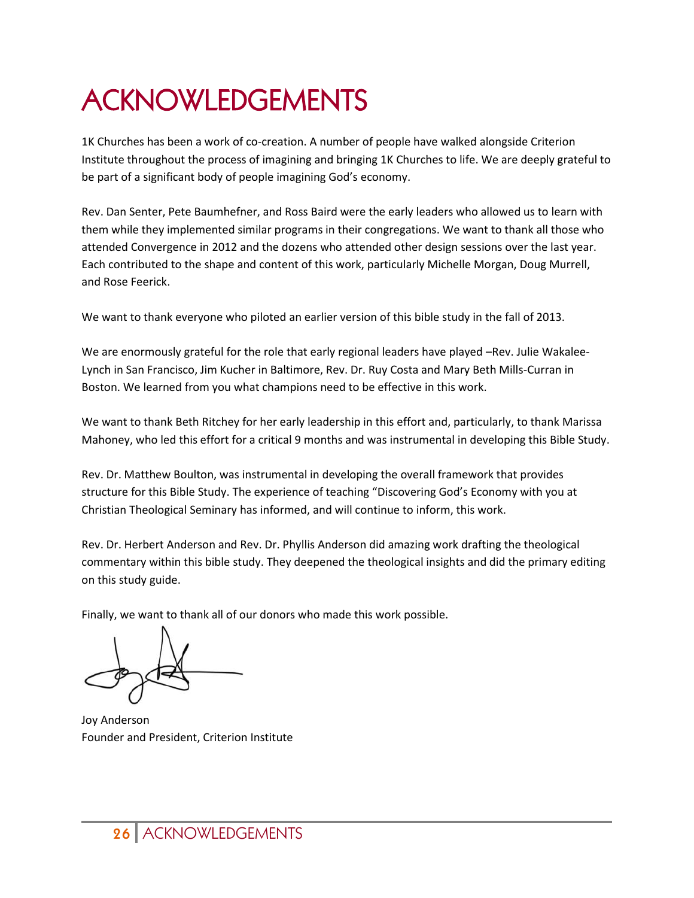# ACKNOWLEDGEMENTS

1K Churches has been a work of co-creation. A number of people have walked alongside Criterion Institute throughout the process of imagining and bringing 1K Churches to life. We are deeply grateful to be part of a significant body of people imagining God's economy.

Rev. Dan Senter, Pete Baumhefner, and Ross Baird were the early leaders who allowed us to learn with them while they implemented similar programs in their congregations. We want to thank all those who attended Convergence in 2012 and the dozens who attended other design sessions over the last year. Each contributed to the shape and content of this work, particularly Michelle Morgan, Doug Murrell, and Rose Feerick.

We want to thank everyone who piloted an earlier version of this bible study in the fall of 2013.

We are enormously grateful for the role that early regional leaders have played –Rev. Julie Wakalee-Lynch in San Francisco, Jim Kucher in Baltimore, Rev. Dr. Ruy Costa and Mary Beth Mills-Curran in Boston. We learned from you what champions need to be effective in this work.

We want to thank Beth Ritchey for her early leadership in this effort and, particularly, to thank Marissa Mahoney, who led this effort for a critical 9 months and was instrumental in developing this Bible Study.

Rev. Dr. Matthew Boulton, was instrumental in developing the overall framework that provides structure for this Bible Study. The experience of teaching "Discovering God's Economy with you at Christian Theological Seminary has informed, and will continue to inform, this work.

Rev. Dr. Herbert Anderson and Rev. Dr. Phyllis Anderson did amazing work drafting the theological commentary within this bible study. They deepened the theological insights and did the primary editing on this study guide.

Finally, we want to thank all of our donors who made this work possible.

Joy Anderson
Founder and President, Criterion Institute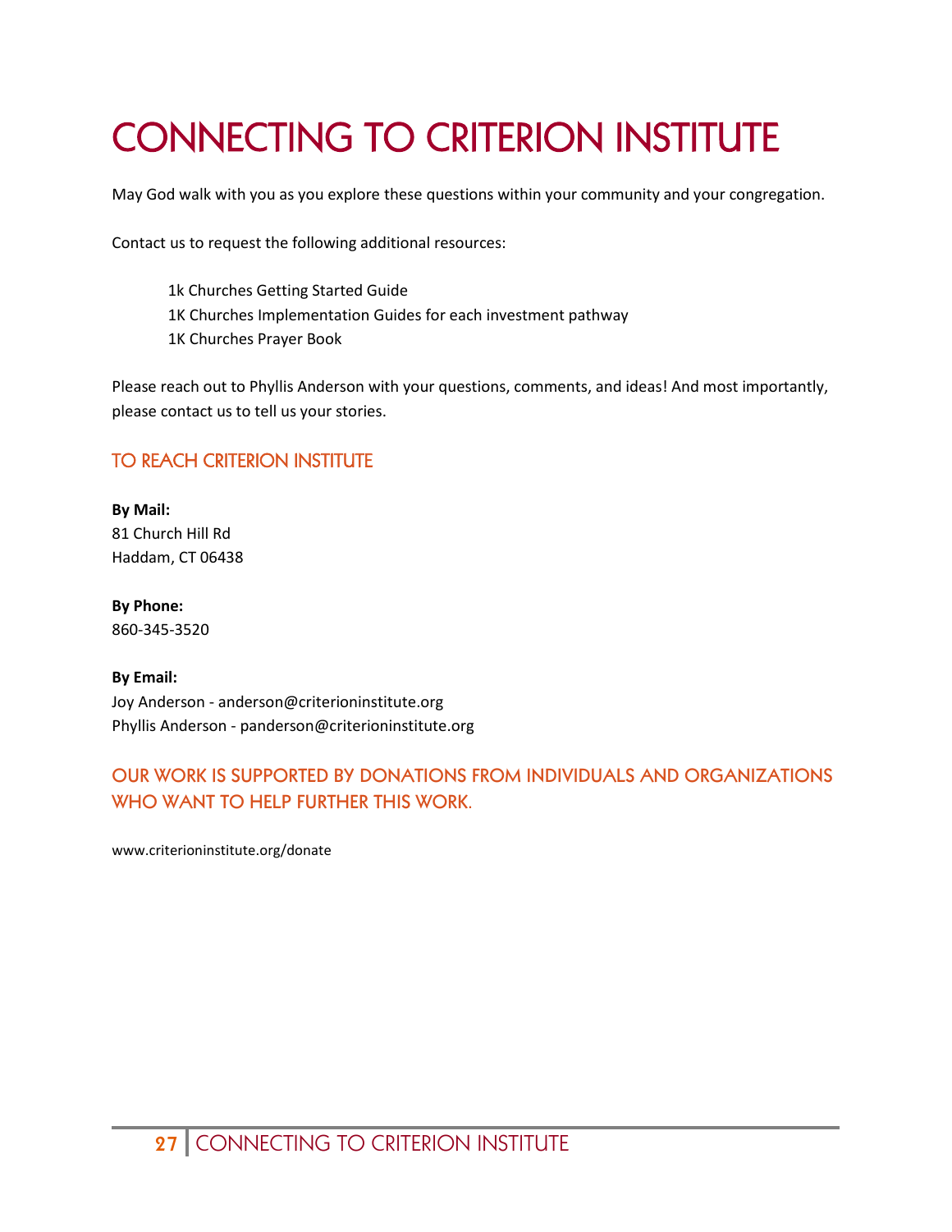# CONNECTING TO CRITERION INSTITUTE

May God walk with you as you explore these questions within your community and your congregation.

Contact us to request the following additional resources:

- 1k Churches Getting Started Guide
- 1K Churches Implementation Guides for each investment pathway
- 1K Churches Prayer Book

Please reach out to Phyllis Anderson with your questions, comments, and ideas! And most importantly, please contact us to tell us your stories.

## TO REACH CRITERION INSTITUTE

**By Mail:**
81 Church Hill Rd
Haddam, CT 06438

**By Phone:**
860-345-3520

**By Email:**
Joy Anderson - anderson@criterioninstitute.org
Phyllis Anderson - panderson@criterioninstitute.org

## OUR WORK IS SUPPORTED BY DONATIONS FROM INDIVIDUALS AND ORGANIZATIONS WHO WANT TO HELP FURTHER THIS WORK.

www.criterioninstitute.org/donate